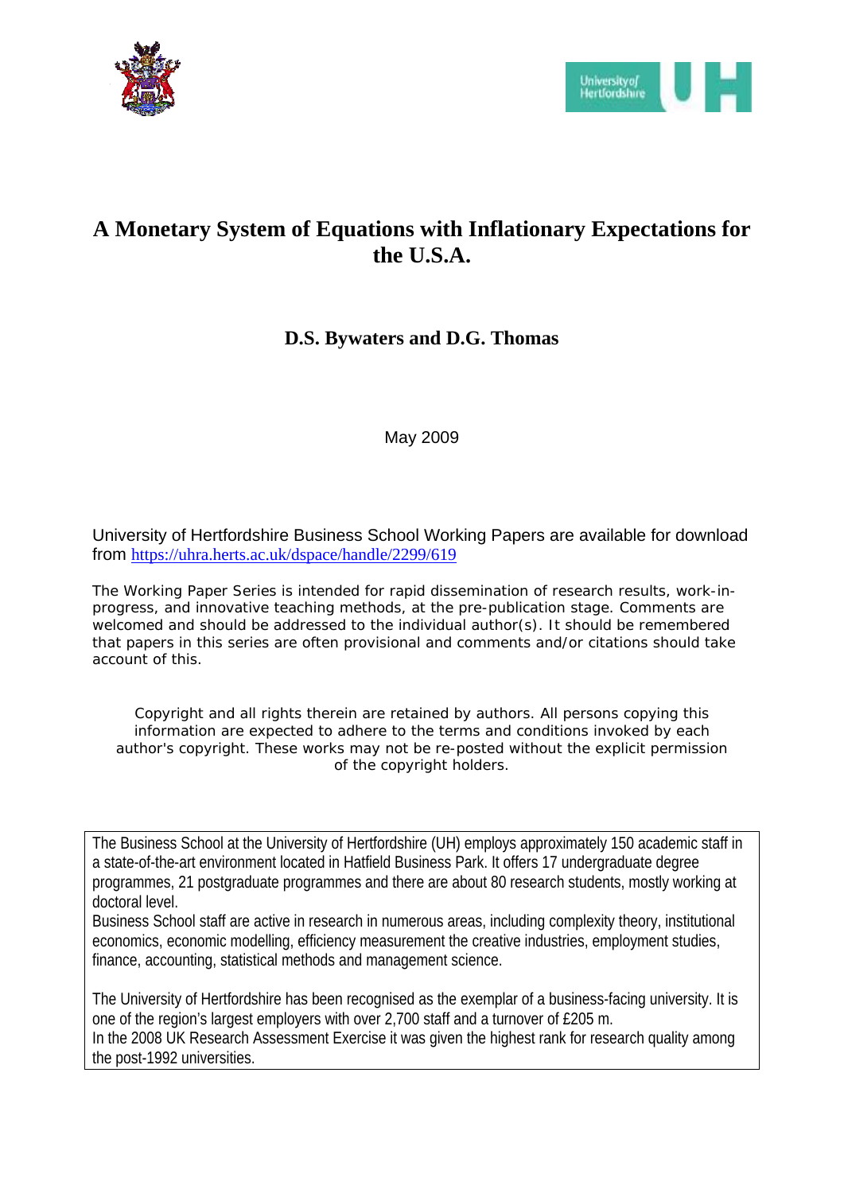# A Monetary System of Equations with Inflationary Expectations for the U.S.A.

**D.S. Bywaters and D.G. Thomas**

May 2009

University of Hertfordshire Business School Working Papers are available for download from https://uhra.herts.ac.uk/dspace/handle/2299/619

The Working Paper Series is intended for rapid dissemination of research results, work-in-progress, and innovative teaching methods, at the pre-publication stage. Comments are welcomed and should be addressed to the individual author(s). It should be remembered that papers in this series are often provisional and comments and/or citations should take account of this.

Copyright and all rights therein are retained by authors. All persons copying this information are expected to adhere to the terms and conditions invoked by each author's copyright. These works may not be re-posted without the explicit permission of the copyright holders.

The Business School at the University of Hertfordshire (UH) employs approximately 150 academic staff in a state-of-the-art environment located in Hatfield Business Park. It offers 17 undergraduate degree programmes, 21 postgraduate programmes and there are about 80 research students, mostly working at doctoral level.
Business School staff are active in research in numerous areas, including complexity theory, institutional economics, economic modelling, efficiency measurement the creative industries, employment studies, finance, accounting, statistical methods and management science.

The University of Hertfordshire has been recognised as the exemplar of a business-facing university. It is one of the region's largest employers with over 2,700 staff and a turnover of £205 m.
In the 2008 UK Research Assessment Exercise it was given the highest rank for research quality among the post-1992 universities.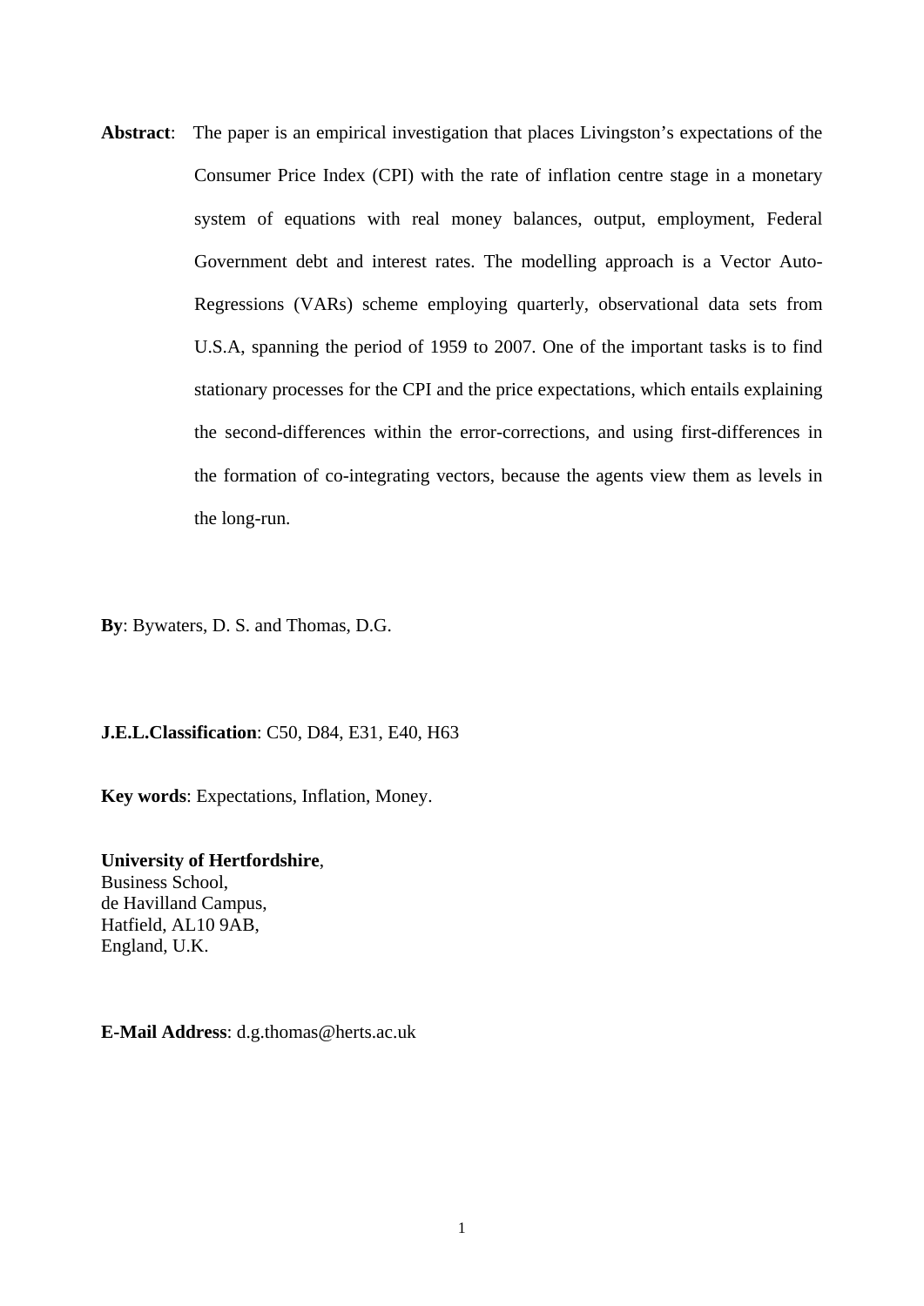**Abstract**: The paper is an empirical investigation that places Livingston's expectations of the Consumer Price Index (CPI) with the rate of inflation centre stage in a monetary system of equations with real money balances, output, employment, Federal Government debt and interest rates. The modelling approach is a Vector Auto-Regressions (VARs) scheme employing quarterly, observational data sets from U.S.A, spanning the period of 1959 to 2007. One of the important tasks is to find stationary processes for the CPI and the price expectations, which entails explaining the second-differences within the error-corrections, and using first-differences in the formation of co-integrating vectors, because the agents view them as levels in the long-run.

**By**: Bywaters, D. S. and Thomas, D.G.

**J.E.L.Classification**: C50, D84, E31, E40, H63

**Key words**: Expectations, Inflation, Money.

**University of Hertfordshire**,
Business School,
de Havilland Campus,
Hatfield, AL10 9AB,
England, U.K.

**E-Mail Address**: d.g.thomas@herts.ac.uk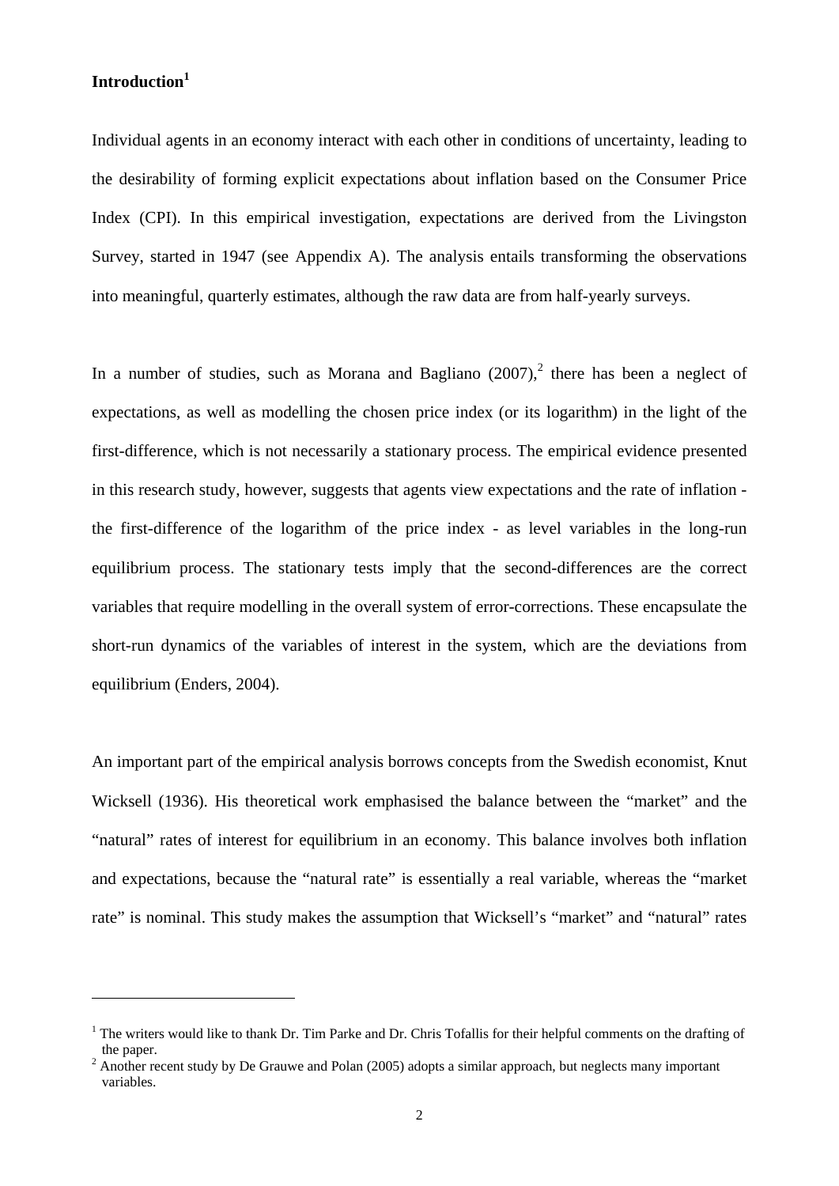## Introduction[1]

Individual agents in an economy interact with each other in conditions of uncertainty, leading to the desirability of forming explicit expectations about inflation based on the Consumer Price Index (CPI). In this empirical investigation, expectations are derived from the Livingston Survey, started in 1947 (see Appendix A). The analysis entails transforming the observations into meaningful, quarterly estimates, although the raw data are from half-yearly surveys.

In a number of studies, such as Morana and Bagliano (2007),[2] there has been a neglect of expectations, as well as modelling the chosen price index (or its logarithm) in the light of the first-difference, which is not necessarily a stationary process. The empirical evidence presented in this research study, however, suggests that agents view expectations and the rate of inflation - the first-difference of the logarithm of the price index - as level variables in the long-run equilibrium process. The stationary tests imply that the second-differences are the correct variables that require modelling in the overall system of error-corrections. These encapsulate the short-run dynamics of the variables of interest in the system, which are the deviations from equilibrium (Enders, 2004).

An important part of the empirical analysis borrows concepts from the Swedish economist, Knut Wicksell (1936). His theoretical work emphasised the balance between the "market" and the "natural" rates of interest for equilibrium in an economy. This balance involves both inflation and expectations, because the "natural rate" is essentially a real variable, whereas the "market rate" is nominal. This study makes the assumption that Wicksell's "market" and "natural" rates

---

[1] The writers would like to thank Dr. Tim Parke and Dr. Chris Tofallis for their helpful comments on the drafting of the paper.

[2] Another recent study by De Grauwe and Polan (2005) adopts a similar approach, but neglects many important variables.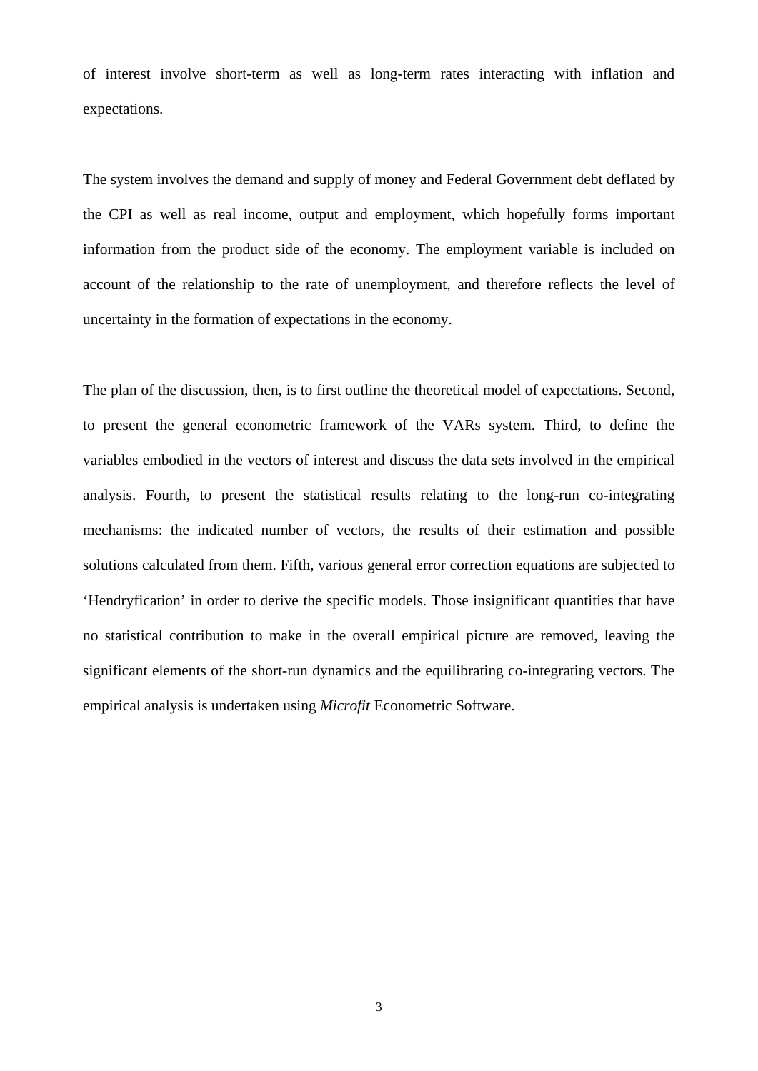of interest involve short-term as well as long-term rates interacting with inflation and expectations.

The system involves the demand and supply of money and Federal Government debt deflated by the CPI as well as real income, output and employment, which hopefully forms important information from the product side of the economy. The employment variable is included on account of the relationship to the rate of unemployment, and therefore reflects the level of uncertainty in the formation of expectations in the economy.

The plan of the discussion, then, is to first outline the theoretical model of expectations. Second, to present the general econometric framework of the VARs system. Third, to define the variables embodied in the vectors of interest and discuss the data sets involved in the empirical analysis. Fourth, to present the statistical results relating to the long-run co-integrating mechanisms: the indicated number of vectors, the results of their estimation and possible solutions calculated from them. Fifth, various general error correction equations are subjected to 'Hendryfication' in order to derive the specific models. Those insignificant quantities that have no statistical contribution to make in the overall empirical picture are removed, leaving the significant elements of the short-run dynamics and the equilibrating co-integrating vectors. The empirical analysis is undertaken using *Microfit* Econometric Software.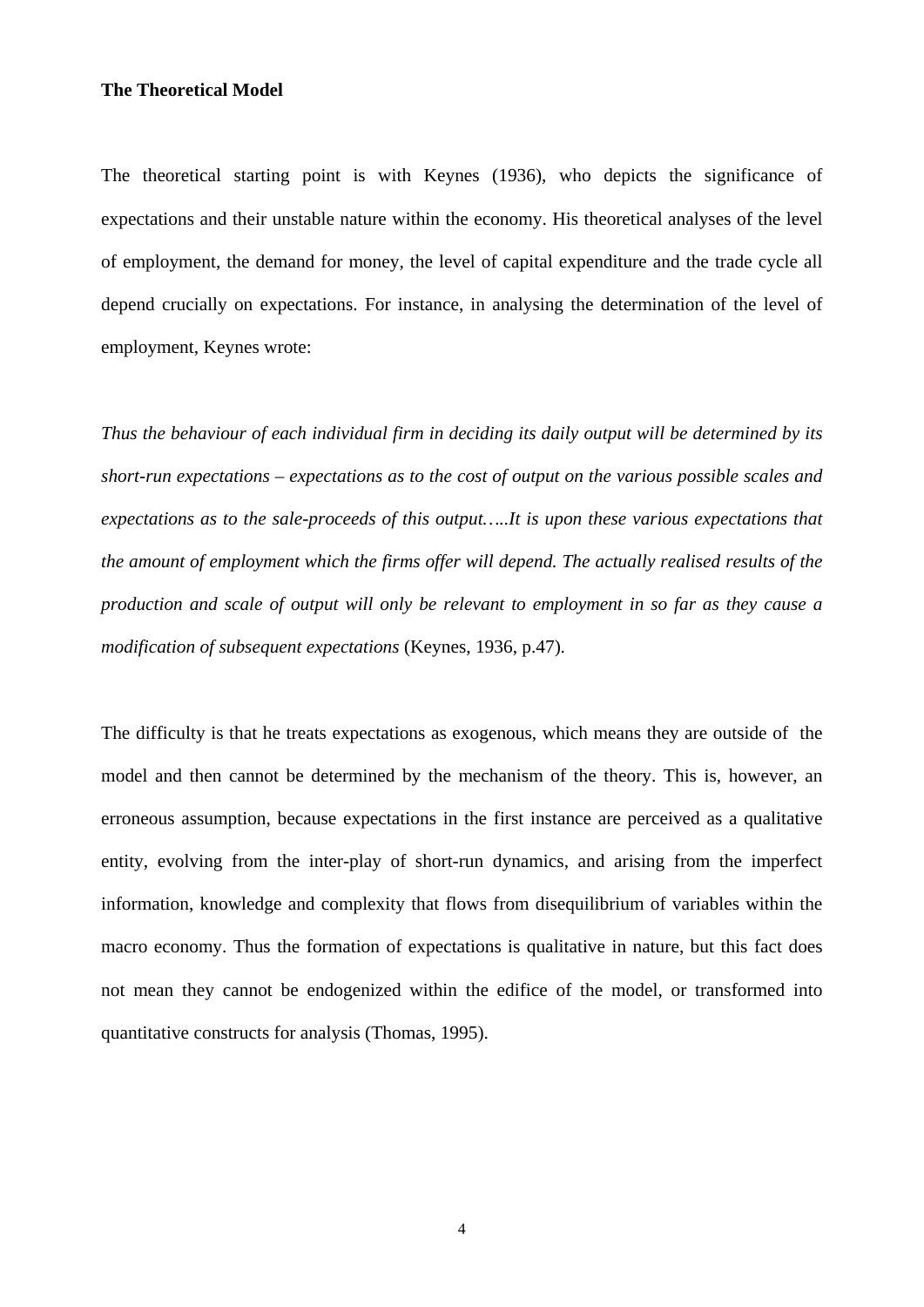**The Theoretical Model**

The theoretical starting point is with Keynes (1936), who depicts the significance of expectations and their unstable nature within the economy. His theoretical analyses of the level of employment, the demand for money, the level of capital expenditure and the trade cycle all depend crucially on expectations. For instance, in analysing the determination of the level of employment, Keynes wrote:

*Thus the behaviour of each individual firm in deciding its daily output will be determined by its short-run expectations – expectations as to the cost of output on the various possible scales and expectations as to the sale-proceeds of this output…..It is upon these various expectations that the amount of employment which the firms offer will depend. The actually realised results of the production and scale of output will only be relevant to employment in so far as they cause a modification of subsequent expectations* (Keynes, 1936, p.47).

The difficulty is that he treats expectations as exogenous, which means they are outside of the model and then cannot be determined by the mechanism of the theory. This is, however, an erroneous assumption, because expectations in the first instance are perceived as a qualitative entity, evolving from the inter-play of short-run dynamics, and arising from the imperfect information, knowledge and complexity that flows from disequilibrium of variables within the macro economy. Thus the formation of expectations is qualitative in nature, but this fact does not mean they cannot be endogenized within the edifice of the model, or transformed into quantitative constructs for analysis (Thomas, 1995).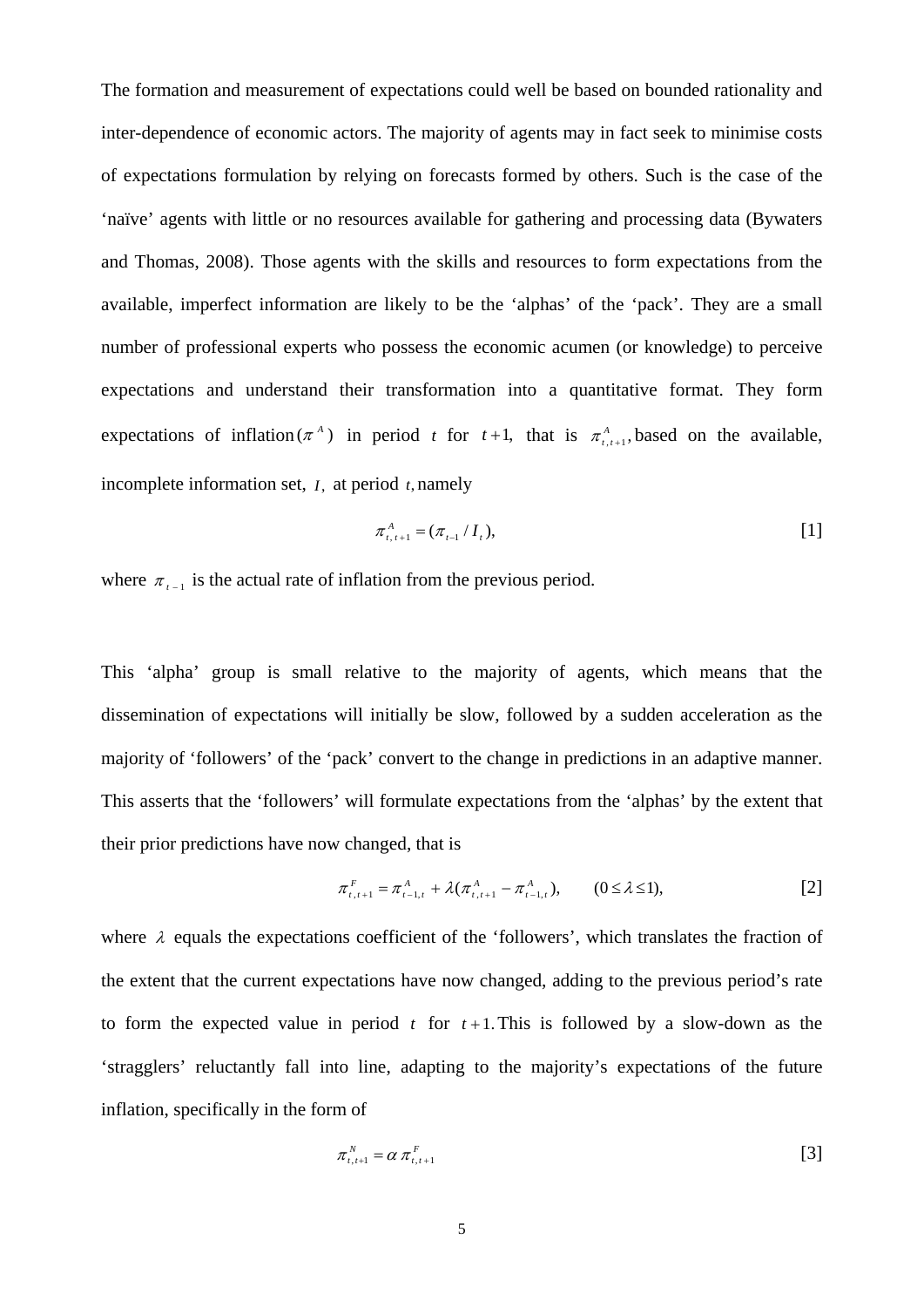The formation and measurement of expectations could well be based on bounded rationality and inter-dependence of economic actors. The majority of agents may in fact seek to minimise costs of expectations formulation by relying on forecasts formed by others. Such is the case of the 'naïve' agents with little or no resources available for gathering and processing data (Bywaters and Thomas, 2008). Those agents with the skills and resources to form expectations from the available, imperfect information are likely to be the 'alphas' of the 'pack'. They are a small number of professional experts who possess the economic acumen (or knowledge) to perceive expectations and understand their transformation into a quantitative format. They form expectations of inflation $(\pi^A)$ in period $t$ for $t+1$, that is $\pi^A_{t,t+1}$, based on the available, incomplete information set, $I$, at period $t$, namely

$$\pi^A_{t,t+1} = (\pi_{t-1} / I_t), \tag{1}$$

where $\pi_{t-1}$ is the actual rate of inflation from the previous period.

This 'alpha' group is small relative to the majority of agents, which means that the dissemination of expectations will initially be slow, followed by a sudden acceleration as the majority of 'followers' of the 'pack' convert to the change in predictions in an adaptive manner. This asserts that the 'followers' will formulate expectations from the 'alphas' by the extent that their prior predictions have now changed, that is

$$\pi^F_{t,t+1} = \pi^A_{t-1,t} + \lambda(\pi^A_{t,t+1} - \pi^A_{t-1,t}), \qquad (0 \le \lambda \le 1), \tag{2}$$

where $\lambda$ equals the expectations coefficient of the 'followers', which translates the fraction of the extent that the current expectations have now changed, adding to the previous period's rate to form the expected value in period $t$ for $t+1$. This is followed by a slow-down as the 'stragglers' reluctantly fall into line, adapting to the majority's expectations of the future inflation, specifically in the form of

$$\pi^N_{t,t+1} = \alpha\, \pi^F_{t,t+1} \tag{3}$$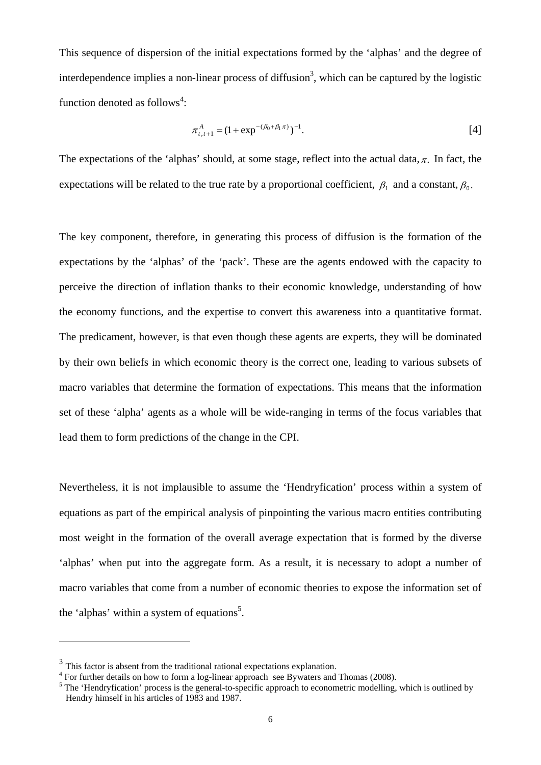This sequence of dispersion of the initial expectations formed by the 'alphas' and the degree of interdependence implies a non-linear process of diffusion[3], which can be captured by the logistic function denoted as follows[4]:

$$\pi^{A}_{t,t+1} = (1 + \exp^{-(\beta_0 + \beta_1 \pi)})^{-1}. \qquad [4]$$

The expectations of the 'alphas' should, at some stage, reflect into the actual data, $\pi$. In fact, the expectations will be related to the true rate by a proportional coefficient, $\beta_1$ and a constant, $\beta_0$.

The key component, therefore, in generating this process of diffusion is the formation of the expectations by the 'alphas' of the 'pack'. These are the agents endowed with the capacity to perceive the direction of inflation thanks to their economic knowledge, understanding of how the economy functions, and the expertise to convert this awareness into a quantitative format. The predicament, however, is that even though these agents are experts, they will be dominated by their own beliefs in which economic theory is the correct one, leading to various subsets of macro variables that determine the formation of expectations. This means that the information set of these 'alpha' agents as a whole will be wide-ranging in terms of the focus variables that lead them to form predictions of the change in the CPI.

Nevertheless, it is not implausible to assume the 'Hendryfication' process within a system of equations as part of the empirical analysis of pinpointing the various macro entities contributing most weight in the formation of the overall average expectation that is formed by the diverse 'alphas' when put into the aggregate form. As a result, it is necessary to adopt a number of macro variables that come from a number of economic theories to expose the information set of the 'alphas' within a system of equations[5].

---

[3] This factor is absent from the traditional rational expectations explanation.

[4] For further details on how to form a log-linear approach see Bywaters and Thomas (2008).

[5] The 'Hendryfication' process is the general-to-specific approach to econometric modelling, which is outlined by Hendry himself in his articles of 1983 and 1987.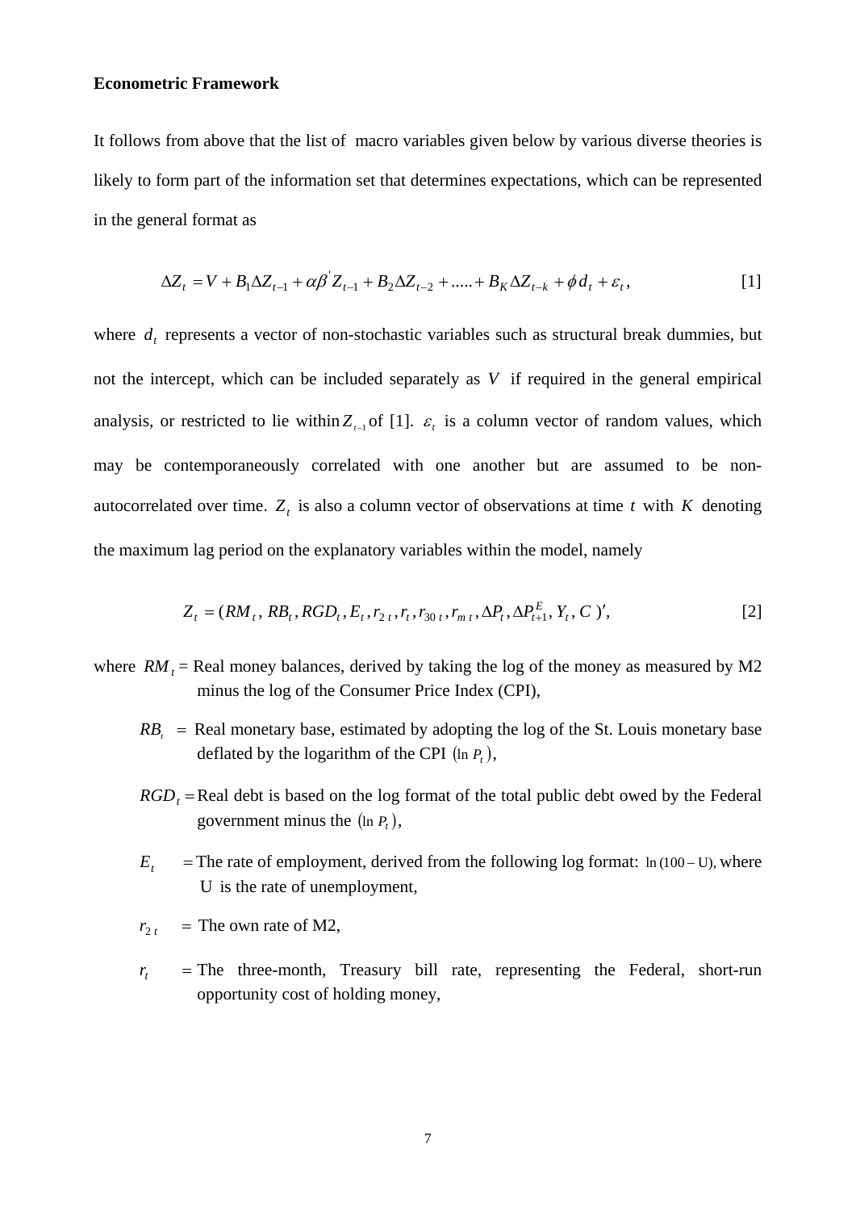**Econometric Framework**

It follows from above that the list of macro variables given below by various diverse theories is likely to form part of the information set that determines expectations, which can be represented in the general format as

$$\Delta Z_t = V + B_1 \Delta Z_{t-1} + \alpha \beta^{'} Z_{t-1} + B_2 \Delta Z_{t-2} + ..... + B_K \Delta Z_{t-k} + \phi d_t + \varepsilon_t , \qquad [1]$$

where $d_t$ represents a vector of non-stochastic variables such as structural break dummies, but not the intercept, which can be included separately as $V$ if required in the general empirical analysis, or restricted to lie within $Z_{t-1}$ of [1]. $\varepsilon_t$ is a column vector of random values, which may be contemporaneously correlated with one another but are assumed to be non-autocorrelated over time. $Z_t$ is also a column vector of observations at time $t$ with $K$ denoting the maximum lag period on the explanatory variables within the model, namely

$$Z_t = (RM_t ,\ RB_t , RGD_t , E_t , r_{2\,t} , r_t , r_{30\,t} , r_{m\,t} , \Delta P_t , \Delta P^E_{t+1} ,\ Y_t ,\ C\ )', \qquad [2]$$

where $RM_t$ = Real money balances, derived by taking the log of the money as measured by M2 minus the log of the Consumer Price Index (CPI),

$RB_t$ = Real monetary base, estimated by adopting the log of the St. Louis monetary base deflated by the logarithm of the CPI $(\ln P_t)$,

$RGD_t$ = Real debt is based on the log format of the total public debt owed by the Federal government minus the $(\ln P_t)$,

$E_t$ = The rate of employment, derived from the following log format: $\ln(100 - \mathrm{U})$, where U is the rate of unemployment,

$r_{2\,t}$ = The own rate of M2,

$r_t$ = The three-month, Treasury bill rate, representing the Federal, short-run opportunity cost of holding money,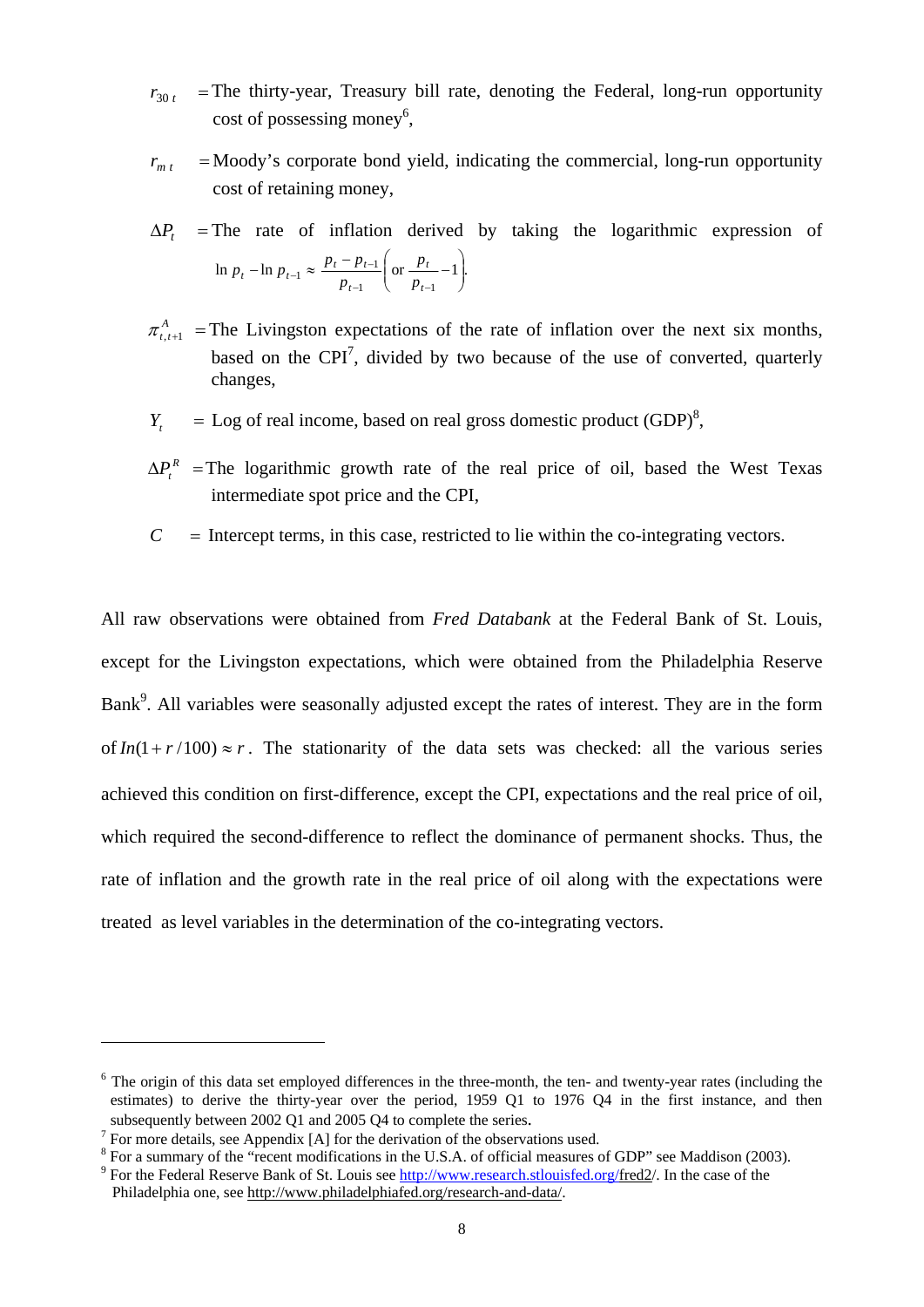$r_{30\,t}$ = The thirty-year, Treasury bill rate, denoting the Federal, long-run opportunity cost of possessing money[6],

$r_{m\,t}$ = Moody's corporate bond yield, indicating the commercial, long-run opportunity cost of retaining money,

$\Delta P_t$ = The rate of inflation derived by taking the logarithmic expression of $\ln p_t - \ln p_{t-1} \approx \dfrac{p_t - p_{t-1}}{p_{t-1}} \left( \text{or } \dfrac{p_t}{p_{t-1}} - 1 \right)$.

$\pi^A_{t,t+1}$ = The Livingston expectations of the rate of inflation over the next six months, based on the CPI[7], divided by two because of the use of converted, quarterly changes,

$Y_t$ = Log of real income, based on real gross domestic product (GDP)[8],

$\Delta P^R_t$ = The logarithmic growth rate of the real price of oil, based the West Texas intermediate spot price and the CPI,

$C$ = Intercept terms, in this case, restricted to lie within the co-integrating vectors.

All raw observations were obtained from *Fred Databank* at the Federal Bank of St. Louis, except for the Livingston expectations, which were obtained from the Philadelphia Reserve Bank[9]. All variables were seasonally adjusted except the rates of interest. They are in the form of $In(1 + r/100) \approx r$. The stationarity of the data sets was checked: all the various series achieved this condition on first-difference, except the CPI, expectations and the real price of oil, which required the second-difference to reflect the dominance of permanent shocks. Thus, the rate of inflation and the growth rate in the real price of oil along with the expectations were treated as level variables in the determination of the co-integrating vectors.

---

[6] The origin of this data set employed differences in the three-month, the ten- and twenty-year rates (including the estimates) to derive the thirty-year over the period, 1959 Q1 to 1976 Q4 in the first instance, and then subsequently between 2002 Q1 and 2005 Q4 to complete the series.

[7] For more details, see Appendix [A] for the derivation of the observations used.

[8] For a summary of the "recent modifications in the U.S.A. of official measures of GDP" see Maddison (2003).

[9] For the Federal Reserve Bank of St. Louis see http://www.research.stlouisfed.org/fred2/. In the case of the Philadelphia one, see http://www.philadelphiafed.org/research-and-data/.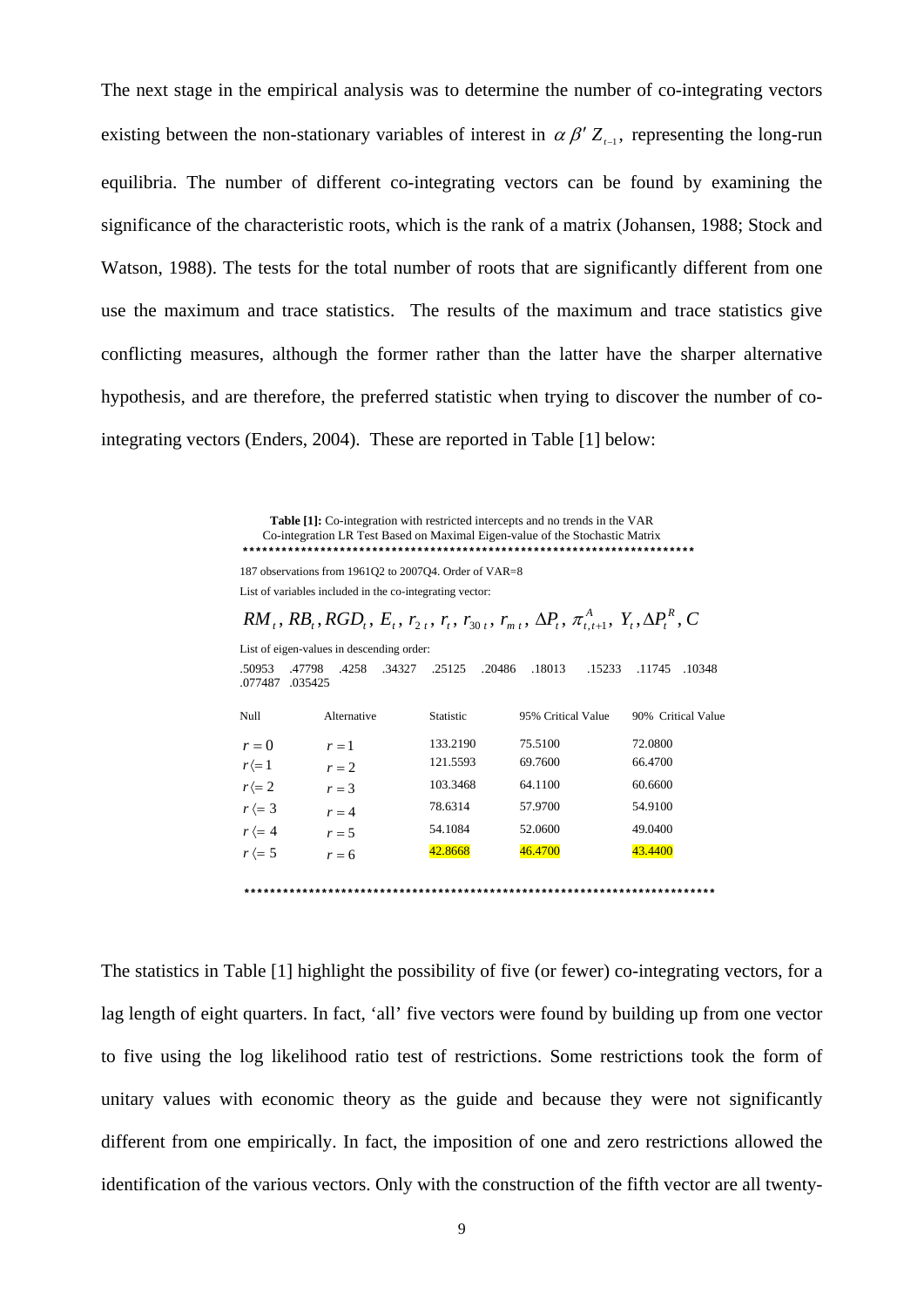The next stage in the empirical analysis was to determine the number of co-integrating vectors existing between the non-stationary variables of interest in $\alpha \beta' Z_{t-1}$, representing the long-run equilibria. The number of different co-integrating vectors can be found by examining the significance of the characteristic roots, which is the rank of a matrix (Johansen, 1988; Stock and Watson, 1988). The tests for the total number of roots that are significantly different from one use the maximum and trace statistics. The results of the maximum and trace statistics give conflicting measures, although the former rather than the latter have the sharper alternative hypothesis, and are therefore, the preferred statistic when trying to discover the number of co-integrating vectors (Enders, 2004). These are reported in Table [1] below:

**Table [1]:** Co-integration with restricted intercepts and no trends in the VAR
Co-integration LR Test Based on Maximal Eigen-value of the Stochastic Matrix

187 observations from 1961Q2 to 2007Q4. Order of VAR=8

List of variables included in the co-integrating vector:

$$RM_t, RB_t, RGD_t, E_t, r_{2\,t}, r_t, r_{30\,t}, r_{m\,t}, \Delta P_t, \pi^A_{t,t+1}, Y_t, \Delta P^R_t, C$$

List of eigen-values in descending order:

.50953 .47798 .4258 .34327 .25125 .20486 .18013 .15233 .11745 .10348 .077487 .035425

| Null | Alternative | Statistic | 95% Critical Value | 90% Critical Value |
|---|---|---|---|---|
| $r = 0$ | $r = 1$ | 133.2190 | 75.5100 | 72.0800 |
| $r <= 1$ | $r = 2$ | 121.5593 | 69.7600 | 66.4700 |
| $r <= 2$ | $r = 3$ | 103.3468 | 64.1100 | 60.6600 |
| $r <= 3$ | $r = 4$ | 78.6314 | 57.9700 | 54.9100 |
| $r <= 4$ | $r = 5$ | 54.1084 | 52.0600 | 49.0400 |
| $r <= 5$ | $r = 6$ | 42.8668 | 46.4700 | 43.4400 |

The statistics in Table [1] highlight the possibility of five (or fewer) co-integrating vectors, for a lag length of eight quarters. In fact, 'all' five vectors were found by building up from one vector to five using the log likelihood ratio test of restrictions. Some restrictions took the form of unitary values with economic theory as the guide and because they were not significantly different from one empirically. In fact, the imposition of one and zero restrictions allowed the identification of the various vectors. Only with the construction of the fifth vector are all twenty-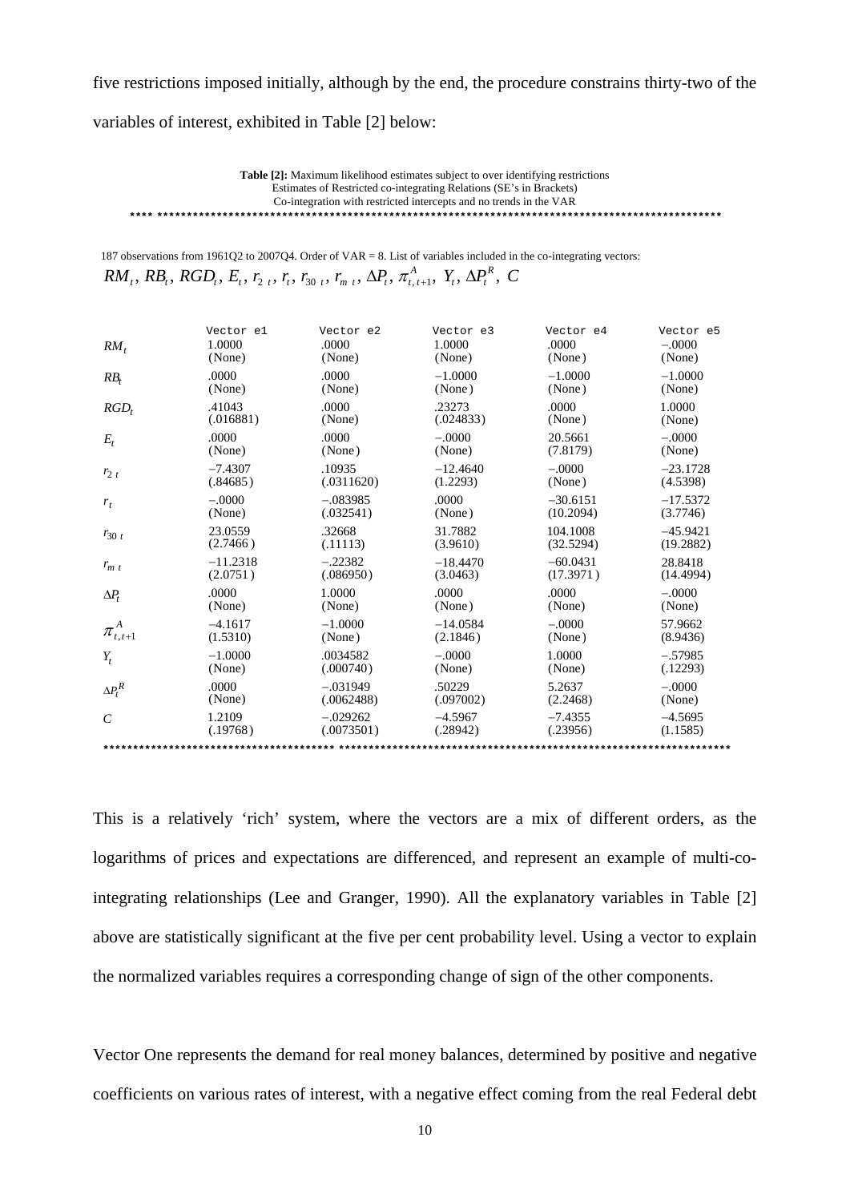five restrictions imposed initially, although by the end, the procedure constrains thirty-two of the variables of interest, exhibited in Table [2] below:

**Table [2]:** Maximum likelihood estimates subject to over identifying restrictions
Estimates of Restricted co-integrating Relations (SE's in Brackets)
Co-integration with restricted intercepts and no trends in the VAR

187 observations from 1961Q2 to 2007Q4. Order of VAR = 8. List of variables included in the co-integrating vectors:
$RM_t$, $RB_t$, $RGD_t$, $E_t$, $r_{2\ t}$, $r_t$, $r_{30\ t}$, $r_{m\ t}$, $\Delta P_t$, $\pi^A_{t,t+1}$, $Y_t$, $\Delta P^R_t$, $C$

| | Vector e1 | Vector e2 | Vector e3 | Vector e4 | Vector e5 |
|---|---|---|---|---|---|
| $RM_t$ | 1.0000 | .0000 | 1.0000 | .0000 | −.0000 |
| | (None) | (None) | (None) | (None) | (None) |
| $RB_t$ | .0000 | .0000 | −1.0000 | −1.0000 | −1.0000 |
| | (None) | (None) | (None) | (None) | (None) |
| $RGD_t$ | .41043 | .0000 | .23273 | .0000 | 1.0000 |
| | (.016881) | (None) | (.024833) | (None) | (None) |
| $E_t$ | .0000 | .0000 | −.0000 | 20.5661 | −.0000 |
| | (None) | (None) | (None) | (7.8179) | (None) |
| $r_{2\ t}$ | −7.4307 | .10935 | −12.4640 | −.0000 | −23.1728 |
| | (.84685) | (.0311620) | (1.2293) | (None) | (4.5398) |
| $r_t$ | −.0000 | −.083985 | .0000 | −30.6151 | −17.5372 |
| | (None) | (.032541) | (None) | (10.2094) | (3.7746) |
| $r_{30\ t}$ | 23.0559 | .32668 | 31.7882 | 104.1008 | −45.9421 |
| | (2.7466) | (.11113) | (3.9610) | (32.5294) | (19.2882) |
| $r_{m\ t}$ | −11.2318 | −.22382 | −18.4470 | −60.0431 | 28.8418 |
| | (2.0751) | (.086950) | (3.0463) | (17.3971) | (14.4994) |
| $\Delta P_t$ | .0000 | 1.0000 | .0000 | .0000 | −.0000 |
| | (None) | (None) | (None) | (None) | (None) |
| $\pi^A_{t,t+1}$ | −4.1617 | −1.0000 | −14.0584 | −.0000 | 57.9662 |
| | (1.5310) | (None) | (2.1846) | (None) | (8.9436) |
| $Y_t$ | −1.0000 | .0034582 | −.0000 | 1.0000 | −.57985 |
| | (None) | (.000740) | (None) | (None) | (.12293) |
| $\Delta P^R_t$ | .0000 | −.031949 | .50229 | 5.2637 | −.0000 |
| | (None) | (.0062488) | (.097002) | (2.2468) | (None) |
| $C$ | 1.2109 | −.029262 | −4.5967 | −7.4355 | −4.5695 |
| | (.19768) | (.0073501) | (.28942) | (.23956) | (1.1585) |

This is a relatively 'rich' system, where the vectors are a mix of different orders, as the logarithms of prices and expectations are differenced, and represent an example of multi-co-integrating relationships (Lee and Granger, 1990). All the explanatory variables in Table [2] above are statistically significant at the five per cent probability level. Using a vector to explain the normalized variables requires a corresponding change of sign of the other components.

Vector One represents the demand for real money balances, determined by positive and negative coefficients on various rates of interest, with a negative effect coming from the real Federal debt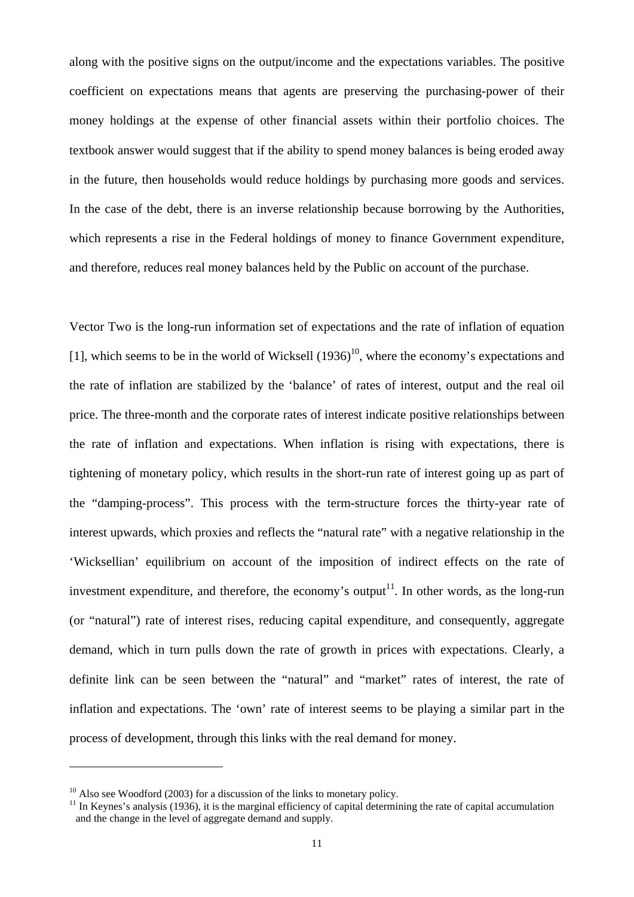along with the positive signs on the output/income and the expectations variables. The positive coefficient on expectations means that agents are preserving the purchasing-power of their money holdings at the expense of other financial assets within their portfolio choices. The textbook answer would suggest that if the ability to spend money balances is being eroded away in the future, then households would reduce holdings by purchasing more goods and services. In the case of the debt, there is an inverse relationship because borrowing by the Authorities, which represents a rise in the Federal holdings of money to finance Government expenditure, and therefore, reduces real money balances held by the Public on account of the purchase.

Vector Two is the long-run information set of expectations and the rate of inflation of equation [1], which seems to be in the world of Wicksell (1936)[10], where the economy's expectations and the rate of inflation are stabilized by the 'balance' of rates of interest, output and the real oil price. The three-month and the corporate rates of interest indicate positive relationships between the rate of inflation and expectations. When inflation is rising with expectations, there is tightening of monetary policy, which results in the short-run rate of interest going up as part of the "damping-process". This process with the term-structure forces the thirty-year rate of interest upwards, which proxies and reflects the "natural rate" with a negative relationship in the 'Wicksellian' equilibrium on account of the imposition of indirect effects on the rate of investment expenditure, and therefore, the economy's output[11]. In other words, as the long-run (or "natural") rate of interest rises, reducing capital expenditure, and consequently, aggregate demand, which in turn pulls down the rate of growth in prices with expectations. Clearly, a definite link can be seen between the "natural" and "market" rates of interest, the rate of inflation and expectations. The 'own' rate of interest seems to be playing a similar part in the process of development, through this links with the real demand for money.

---

[10] Also see Woodford (2003) for a discussion of the links to monetary policy.

[11] In Keynes's analysis (1936), it is the marginal efficiency of capital determining the rate of capital accumulation and the change in the level of aggregate demand and supply.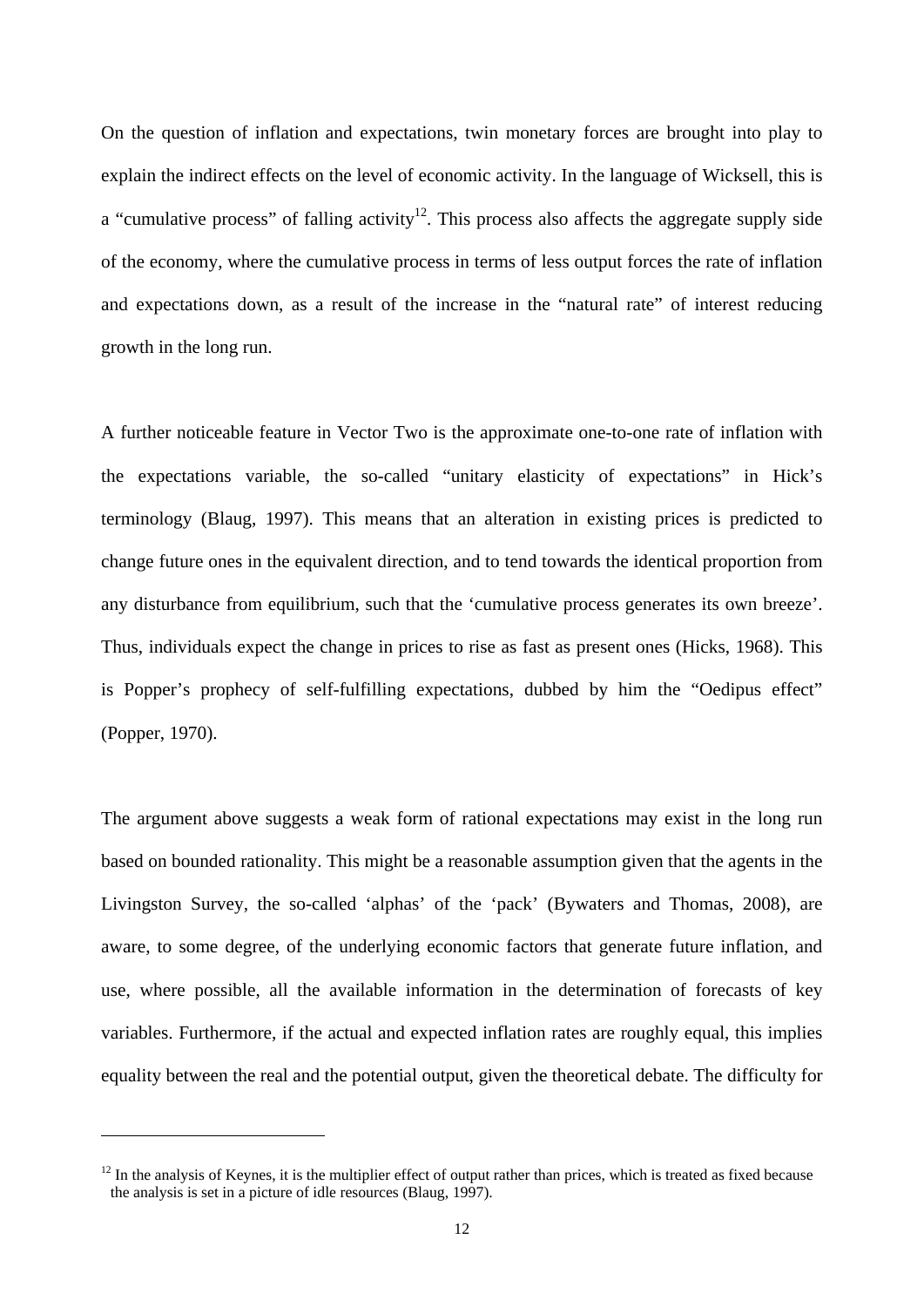On the question of inflation and expectations, twin monetary forces are brought into play to explain the indirect effects on the level of economic activity. In the language of Wicksell, this is a "cumulative process" of falling activity[12]. This process also affects the aggregate supply side of the economy, where the cumulative process in terms of less output forces the rate of inflation and expectations down, as a result of the increase in the "natural rate" of interest reducing growth in the long run.

A further noticeable feature in Vector Two is the approximate one-to-one rate of inflation with the expectations variable, the so-called "unitary elasticity of expectations" in Hick's terminology (Blaug, 1997). This means that an alteration in existing prices is predicted to change future ones in the equivalent direction, and to tend towards the identical proportion from any disturbance from equilibrium, such that the 'cumulative process generates its own breeze'. Thus, individuals expect the change in prices to rise as fast as present ones (Hicks, 1968). This is Popper's prophecy of self-fulfilling expectations, dubbed by him the "Oedipus effect" (Popper, 1970).

The argument above suggests a weak form of rational expectations may exist in the long run based on bounded rationality. This might be a reasonable assumption given that the agents in the Livingston Survey, the so-called 'alphas' of the 'pack' (Bywaters and Thomas, 2008), are aware, to some degree, of the underlying economic factors that generate future inflation, and use, where possible, all the available information in the determination of forecasts of key variables. Furthermore, if the actual and expected inflation rates are roughly equal, this implies equality between the real and the potential output, given the theoretical debate. The difficulty for

[12] In the analysis of Keynes, it is the multiplier effect of output rather than prices, which is treated as fixed because the analysis is set in a picture of idle resources (Blaug, 1997).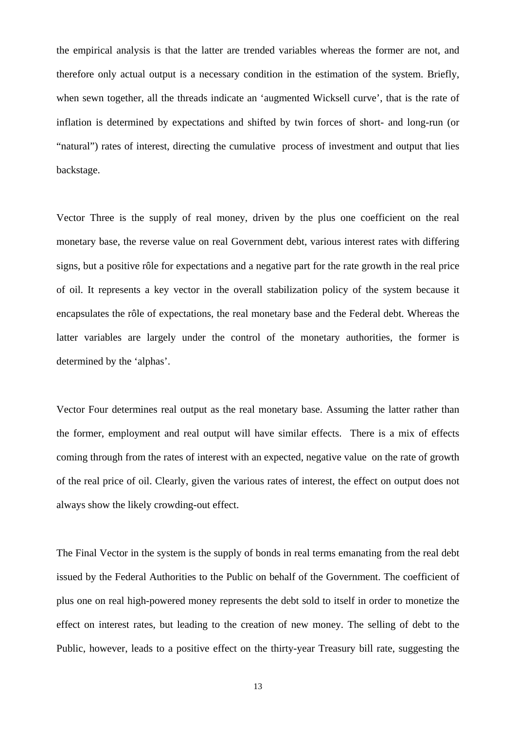the empirical analysis is that the latter are trended variables whereas the former are not, and therefore only actual output is a necessary condition in the estimation of the system. Briefly, when sewn together, all the threads indicate an 'augmented Wicksell curve', that is the rate of inflation is determined by expectations and shifted by twin forces of short- and long-run (or "natural") rates of interest, directing the cumulative process of investment and output that lies backstage.

Vector Three is the supply of real money, driven by the plus one coefficient on the real monetary base, the reverse value on real Government debt, various interest rates with differing signs, but a positive rôle for expectations and a negative part for the rate growth in the real price of oil. It represents a key vector in the overall stabilization policy of the system because it encapsulates the rôle of expectations, the real monetary base and the Federal debt. Whereas the latter variables are largely under the control of the monetary authorities, the former is determined by the 'alphas'.

Vector Four determines real output as the real monetary base. Assuming the latter rather than the former, employment and real output will have similar effects. There is a mix of effects coming through from the rates of interest with an expected, negative value on the rate of growth of the real price of oil. Clearly, given the various rates of interest, the effect on output does not always show the likely crowding-out effect.

The Final Vector in the system is the supply of bonds in real terms emanating from the real debt issued by the Federal Authorities to the Public on behalf of the Government. The coefficient of plus one on real high-powered money represents the debt sold to itself in order to monetize the effect on interest rates, but leading to the creation of new money. The selling of debt to the Public, however, leads to a positive effect on the thirty-year Treasury bill rate, suggesting the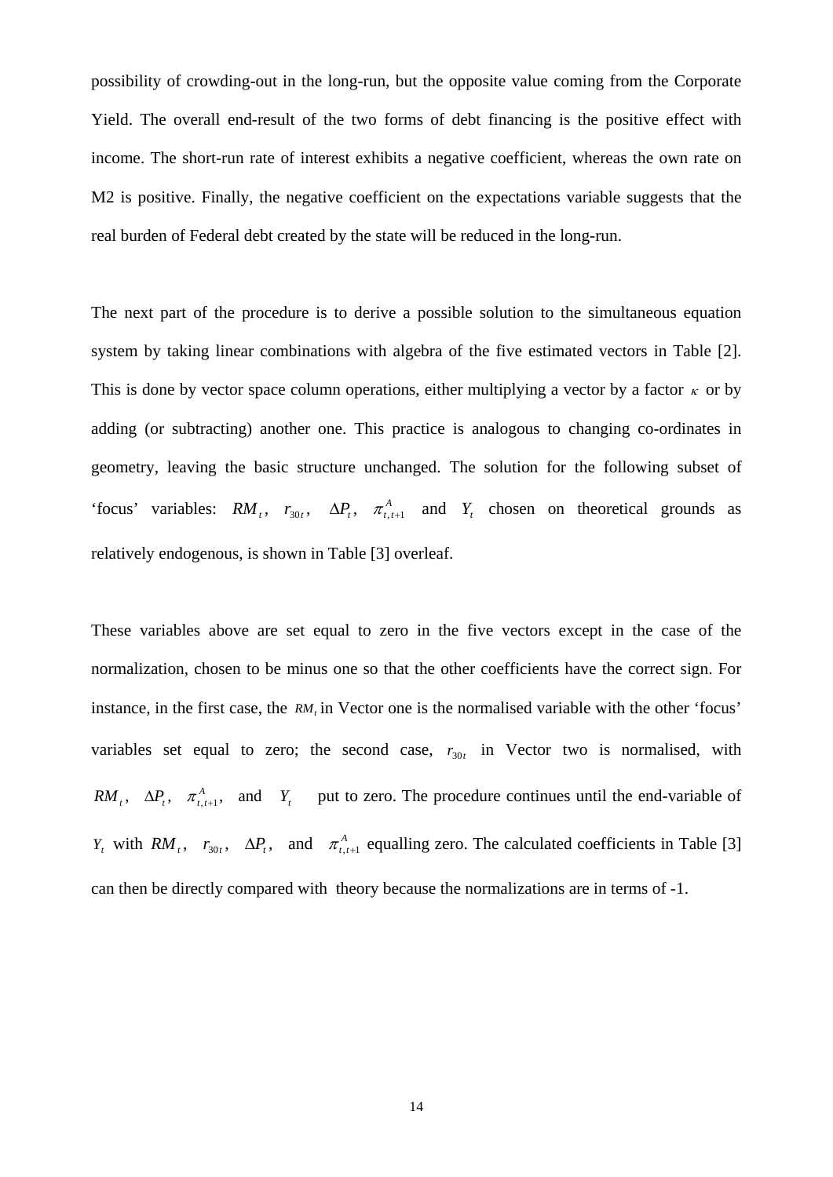possibility of crowding-out in the long-run, but the opposite value coming from the Corporate Yield. The overall end-result of the two forms of debt financing is the positive effect with income. The short-run rate of interest exhibits a negative coefficient, whereas the own rate on M2 is positive. Finally, the negative coefficient on the expectations variable suggests that the real burden of Federal debt created by the state will be reduced in the long-run.

The next part of the procedure is to derive a possible solution to the simultaneous equation system by taking linear combinations with algebra of the five estimated vectors in Table [2]. This is done by vector space column operations, either multiplying a vector by a factor $\kappa$ or by adding (or subtracting) another one. This practice is analogous to changing co-ordinates in geometry, leaving the basic structure unchanged. The solution for the following subset of 'focus' variables: $RM_t$, $r_{30t}$, $\Delta P_t$, $\pi^A_{t,t+1}$ and $Y_t$ chosen on theoretical grounds as relatively endogenous, is shown in Table [3] overleaf.

These variables above are set equal to zero in the five vectors except in the case of the normalization, chosen to be minus one so that the other coefficients have the correct sign. For instance, in the first case, the $RM_t$ in Vector one is the normalised variable with the other 'focus' variables set equal to zero; the second case, $r_{30t}$ in Vector two is normalised, with $RM_t$, $\Delta P_t$, $\pi^A_{t,t+1}$, and $Y_t$ put to zero. The procedure continues until the end-variable of $Y_t$ with $RM_t$, $r_{30t}$, $\Delta P_t$, and $\pi^A_{t,t+1}$ equalling zero. The calculated coefficients in Table [3] can then be directly compared with theory because the normalizations are in terms of -1.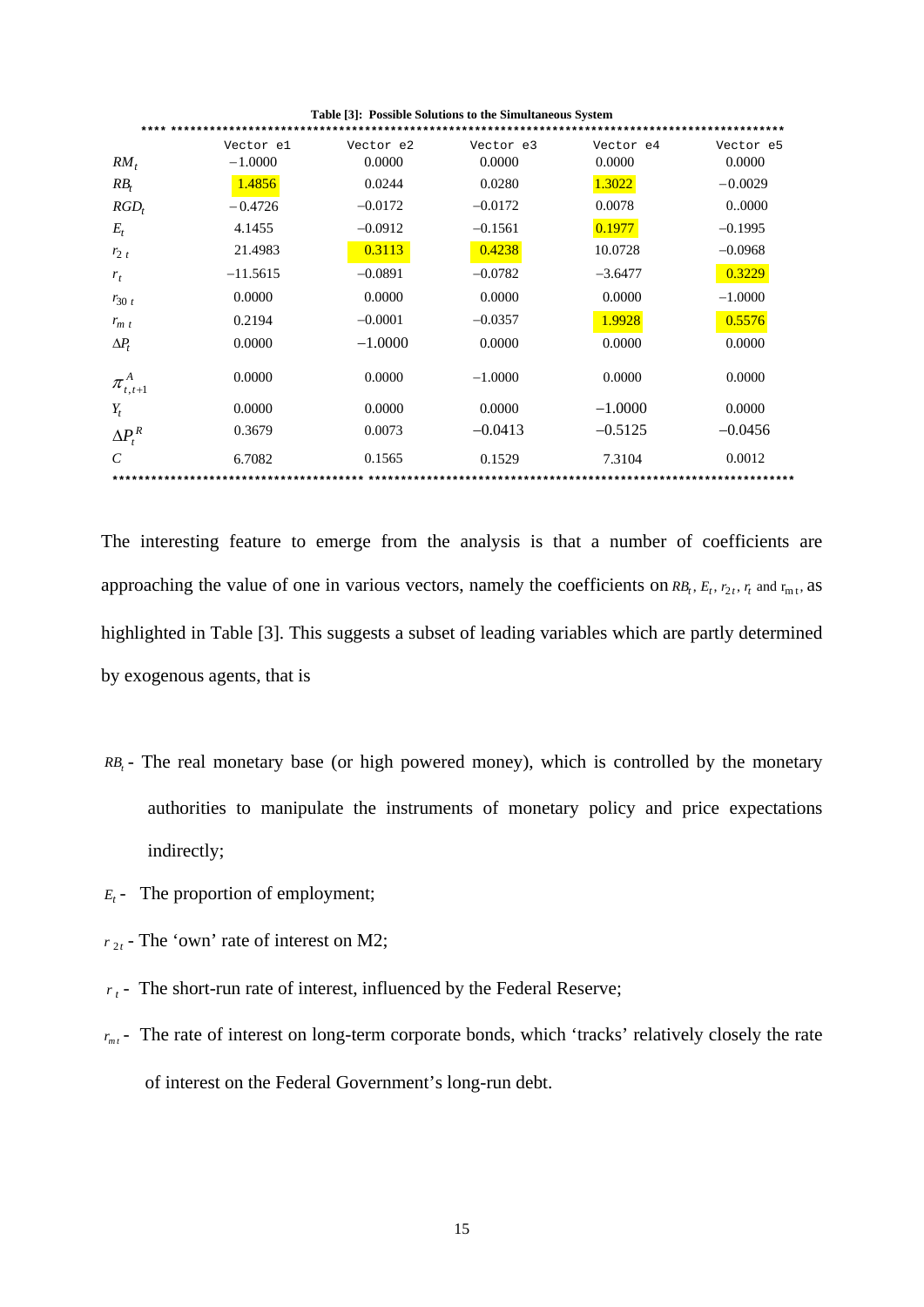**Table [3]: Possible Solutions to the Simultaneous System**

| | Vector e1 | Vector e2 | Vector e3 | Vector e4 | Vector e5 |
|---|---|---|---|---|---|
| $RM_t$ | −1.0000 | 0.0000 | 0.0000 | 0.0000 | 0.0000 |
| $RB_t$ | 1.4856 | 0.0244 | 0.0280 | 1.3022 | −0.0029 |
| $RGD_t$ | −0.4726 | −0.0172 | −0.0172 | 0.0078 | 0..0000 |
| $E_t$ | 4.1455 | −0.0912 | −0.1561 | 0.1977 | −0.1995 |
| $r_{2\,t}$ | 21.4983 | 0.3113 | 0.4238 | 10.0728 | −0.0968 |
| $r_t$ | −11.5615 | −0.0891 | −0.0782 | −3.6477 | 0.3229 |
| $r_{30\,t}$ | 0.0000 | 0.0000 | 0.0000 | 0.0000 | −1.0000 |
| $r_{m\,t}$ | 0.2194 | −0.0001 | −0.0357 | 1.9928 | 0.5576 |
| $\Delta P_t$ | 0.0000 | −1.0000 | 0.0000 | 0.0000 | 0.0000 |
| $\pi^A_{t,t+1}$ | 0.0000 | 0.0000 | −1.0000 | 0.0000 | 0.0000 |
| $Y_t$ | 0.0000 | 0.0000 | 0.0000 | −1.0000 | 0.0000 |
| $\Delta P^R_t$ | 0.3679 | 0.0073 | −0.0413 | −0.5125 | −0.0456 |
| $C$ | 6.7082 | 0.1565 | 0.1529 | 7.3104 | 0.0012 |

The interesting feature to emerge from the analysis is that a number of coefficients are approaching the value of one in various vectors, namely the coefficients on $RB_t$, $E_t$, $r_{2t}$, $r_t$ and $r_{mt}$, as highlighted in Table [3]. This suggests a subset of leading variables which are partly determined by exogenous agents, that is

$RB_t$ - The real monetary base (or high powered money), which is controlled by the monetary authorities to manipulate the instruments of monetary policy and price expectations indirectly;

$E_t$ - The proportion of employment;

$r_{2t}$ - The 'own' rate of interest on M2;

$r_t$ - The short-run rate of interest, influenced by the Federal Reserve;

$r_{mt}$ - The rate of interest on long-term corporate bonds, which 'tracks' relatively closely the rate of interest on the Federal Government's long-run debt.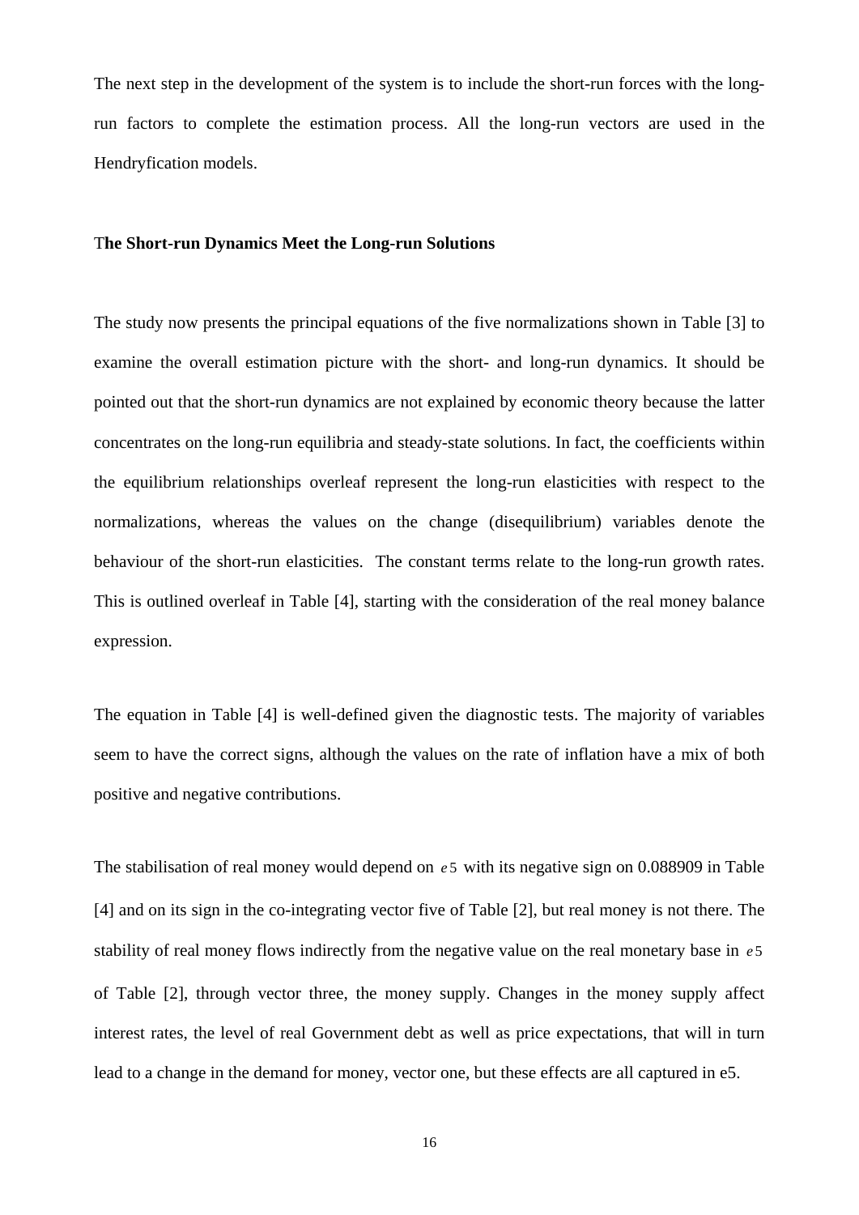The next step in the development of the system is to include the short-run forces with the long-run factors to complete the estimation process. All the long-run vectors are used in the Hendryfication models.

### The Short-run Dynamics Meet the Long-run Solutions

The study now presents the principal equations of the five normalizations shown in Table [3] to examine the overall estimation picture with the short- and long-run dynamics. It should be pointed out that the short-run dynamics are not explained by economic theory because the latter concentrates on the long-run equilibria and steady-state solutions. In fact, the coefficients within the equilibrium relationships overleaf represent the long-run elasticities with respect to the normalizations, whereas the values on the change (disequilibrium) variables denote the behaviour of the short-run elasticities. The constant terms relate to the long-run growth rates. This is outlined overleaf in Table [4], starting with the consideration of the real money balance expression.

The equation in Table [4] is well-defined given the diagnostic tests. The majority of variables seem to have the correct signs, although the values on the rate of inflation have a mix of both positive and negative contributions.

The stabilisation of real money would depend on $e5$ with its negative sign on 0.088909 in Table [4] and on its sign in the co-integrating vector five of Table [2], but real money is not there. The stability of real money flows indirectly from the negative value on the real monetary base in $e5$ of Table [2], through vector three, the money supply. Changes in the money supply affect interest rates, the level of real Government debt as well as price expectations, that will in turn lead to a change in the demand for money, vector one, but these effects are all captured in e5.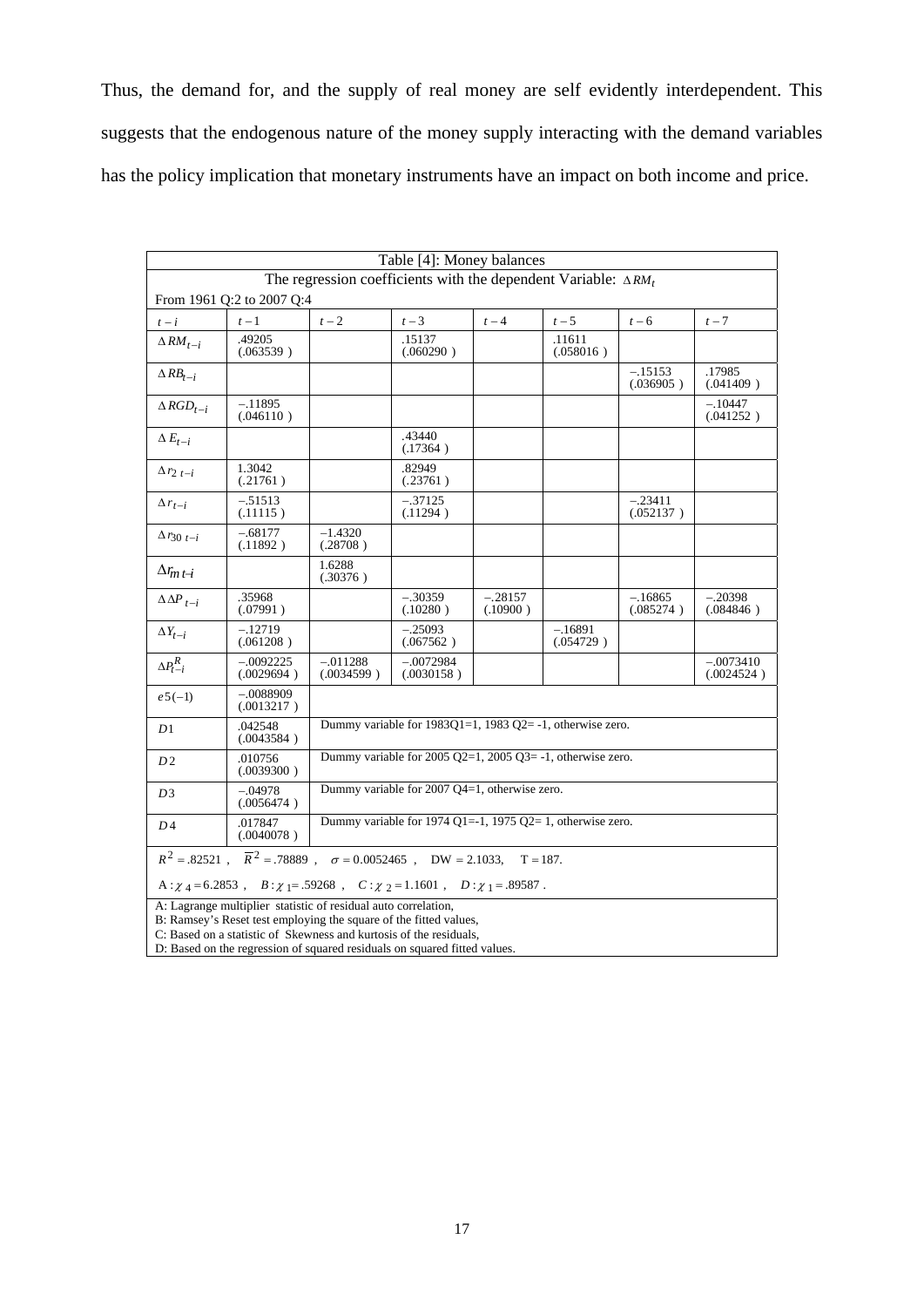Thus, the demand for, and the supply of real money are self evidently interdependent. This suggests that the endogenous nature of the money supply interacting with the demand variables has the policy implication that monetary instruments have an impact on both income and price.

| Table [4]: Money balances | | | | | | | |
|---|---|---|---|---|---|---|---|
| The regression coefficients with the dependent Variable: $\Delta RM_t$ | | | | | | | |
| From 1961 Q:2 to 2007 Q:4 | | | | | | | |
| $t-i$ | $t-1$ | $t-2$ | $t-3$ | $t-4$ | $t-5$ | $t-6$ | $t-7$ |
| $\Delta RM_{t-i}$ | .49205 (.063539 ) | | .15137 (.060290 ) | | .11611 (.058016 ) | | |
| $\Delta RB_{t-i}$ | | | | | | −.15153 (.036905 ) | .17985 (.041409 ) |
| $\Delta RGD_{t-i}$ | −.11895 (.046110 ) | | | | | | −.10447 (.041252 ) |
| $\Delta E_{t-i}$ | | | .43440 (.17364 ) | | | | |
| $\Delta r_{2\ t-i}$ | 1.3042 (.21761 ) | | .82949 (.23761 ) | | | | |
| $\Delta r_{t-i}$ | −.51513 (.11115 ) | | −.37125 (.11294 ) | | | −.23411 (.052137 ) | |
| $\Delta r_{30\ t-i}$ | −.68177 (.11892 ) | −1.4320 (.28708 ) | | | | | |
| $\Delta r_{m\ t-i}$ | | 1.6288 (.30376 ) | | | | | |
| $\Delta \Delta P_{t-i}$ | .35968 (.07991 ) | | −.30359 (.10280 ) | −.28157 (.10900 ) | | −.16865 (.085274 ) | −.20398 (.084846 ) |
| $\Delta Y_{t-i}$ | −.12719 (.061208 ) | | −.25093 (.067562 ) | | −.16891 (.054729 ) | | |
| $\Delta P^R_{t-i}$ | −.0092225 (.0029694 ) | −.011288 (.0034599 ) | −.0072984 (.0030158 ) | | | | −.0073410 (.0024524 ) |
| $e5(-1)$ | −.0088909 (.0013217 ) | | | | | | |
| $D1$ | .042548 (.0043584 ) | Dummy variable for 1983Q1=1, 1983 Q2= -1, otherwise zero. | | | | | |
| $D2$ | .010756 (.0039300 ) | Dummy variable for 2005 Q2=1, 2005 Q3= -1, otherwise zero. | | | | | |
| $D3$ | −.04978 (.0056474 ) | Dummy variable for 2007 Q4=1, otherwise zero. | | | | | |
| $D4$ | .017847 (.0040078 ) | Dummy variable for 1974 Q1=-1, 1975 Q2= 1, otherwise zero. | | | | | |
| $R^2 = .82521$ , $\overline{R}^2 = .78889$ , $\sigma = 0.0052465$ , DW = 2.1033, T = 187. | | | | | | | |
| A : $\chi_4 = 6.2853$ , $B : \chi_1 = .59268$ , $C : \chi_2 = 1.1601$ , $D : \chi_1 = .89587$ . | | | | | | | |
| A: Lagrange multiplier statistic of residual auto correlation, B: Ramsey's Reset test employing the square of the fitted values, C: Based on a statistic of Skewness and kurtosis of the residuals, D: Based on the regression of squared residuals on squared fitted values. | | | | | | | |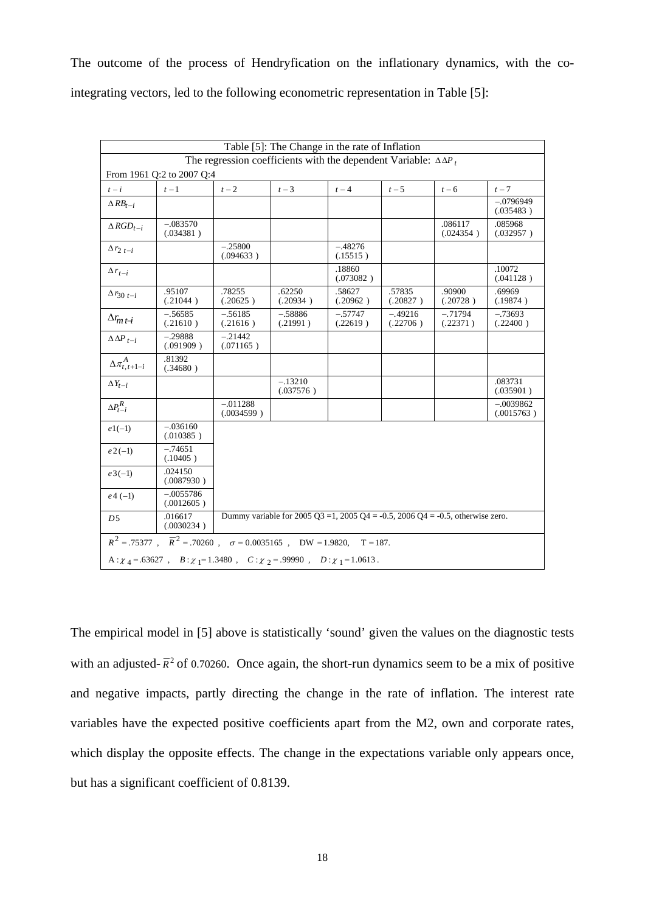The outcome of the process of Hendryfication on the inflationary dynamics, with the co-integrating vectors, led to the following econometric representation in Table [5]:

| Table [5]: The Change in the rate of Inflation | | | | | | | |
|---|---|---|---|---|---|---|---|
| The regression coefficients with the dependent Variable: $\Delta\Delta P_t$ | | | | | | | |
| From 1961 Q:2 to 2007 Q:4 | | | | | | | |
| $t-i$ | $t-1$ | $t-2$ | $t-3$ | $t-4$ | $t-5$ | $t-6$ | $t-7$ |
| $\Delta RB_{t-i}$ | | | | | | | −.0796949 (.035483) |
| $\Delta RGD_{t-i}$ | −.083570 (.034381) | | | | | .086117 (.024354) | .085968 (.032957) |
| $\Delta r_{2\ t-i}$ | | −.25800 (.094633) | | −.48276 (.15515) | | | |
| $\Delta r_{t-i}$ | | | | .18860 (.073082) | | | .10072 (.041128) |
| $\Delta r_{30\ t-i}$ | .95107 (.21044) | .78255 (.20625) | .62250 (.20934) | .58627 (.20962) | .57835 (.20827) | .90900 (.20728) | .69969 (.19874) |
| $\Delta r_{m\ t-i}$ | −.56585 (.21610) | −.56185 (.21616) | −.58886 (.21991) | −.57747 (.22619) | −.49216 (.22706) | −.71794 (.22371) | −.73693 (.22400) |
| $\Delta\Delta P_{t-i}$ | −.29888 (.091909) | −.21442 (.071165) | | | | | |
| $\Delta\pi^A_{t,t+1-i}$ | .81392 (.34680) | | | | | | |
| $\Delta Y_{t-i}$ | | | −.13210 (.037576) | | | | .083731 (.035901) |
| $\Delta P^R_{t-i}$ | | −.011288 (.0034599) | | | | | −.0039862 (.0015763) |
| $e1(-1)$ | −.036160 (.010385) | | | | | | |
| $e2(-1)$ | −.74651 (.10405) | | | | | | |
| $e3(-1)$ | .024150 (.0087930) | | | | | | |
| $e4(-1)$ | −.0055786 (.0012605) | | | | | | |
| $D5$ | .016617 (.0030234) | Dummy variable for 2005 Q3 =1, 2005 Q4 = -0.5, 2006 Q4 = -0.5, otherwise zero. | | | | | |
| $R^2 = .75377$ , $\overline{R}^2 = .70260$ , $\sigma = 0.0035165$ , DW = 1.9820, T = 187. | | | | | | | |
| A : $\chi_4 = .63627$ , $B : \chi_1 = 1.3480$ , $C : \chi_2 = .99990$ , $D : \chi_1 = 1.0613$ . | | | | | | | |

The empirical model in [5] above is statistically 'sound' given the values on the diagnostic tests with an adjusted-$\overline{R}^2$ of 0.70260. Once again, the short-run dynamics seem to be a mix of positive and negative impacts, partly directing the change in the rate of inflation. The interest rate variables have the expected positive coefficients apart from the M2, own and corporate rates, which display the opposite effects. The change in the expectations variable only appears once, but has a significant coefficient of 0.8139.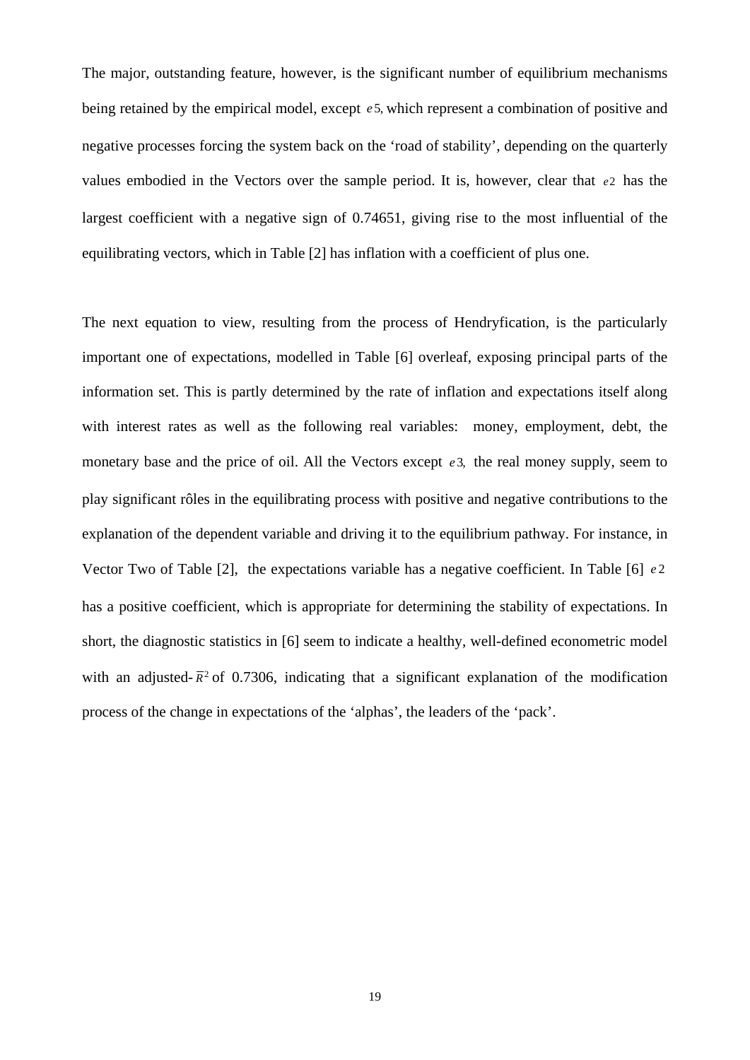The major, outstanding feature, however, is the significant number of equilibrium mechanisms being retained by the empirical model, except $e5$, which represent a combination of positive and negative processes forcing the system back on the 'road of stability', depending on the quarterly values embodied in the Vectors over the sample period. It is, however, clear that $e2$ has the largest coefficient with a negative sign of 0.74651, giving rise to the most influential of the equilibrating vectors, which in Table [2] has inflation with a coefficient of plus one.

The next equation to view, resulting from the process of Hendryfication, is the particularly important one of expectations, modelled in Table [6] overleaf, exposing principal parts of the information set. This is partly determined by the rate of inflation and expectations itself along with interest rates as well as the following real variables: money, employment, debt, the monetary base and the price of oil. All the Vectors except $e3$, the real money supply, seem to play significant rôles in the equilibrating process with positive and negative contributions to the explanation of the dependent variable and driving it to the equilibrium pathway. For instance, in Vector Two of Table [2], the expectations variable has a negative coefficient. In Table [6] $e2$ has a positive coefficient, which is appropriate for determining the stability of expectations. In short, the diagnostic statistics in [6] seem to indicate a healthy, well-defined econometric model with an adjusted-$\bar{R}^2$ of 0.7306, indicating that a significant explanation of the modification process of the change in expectations of the 'alphas', the leaders of the 'pack'.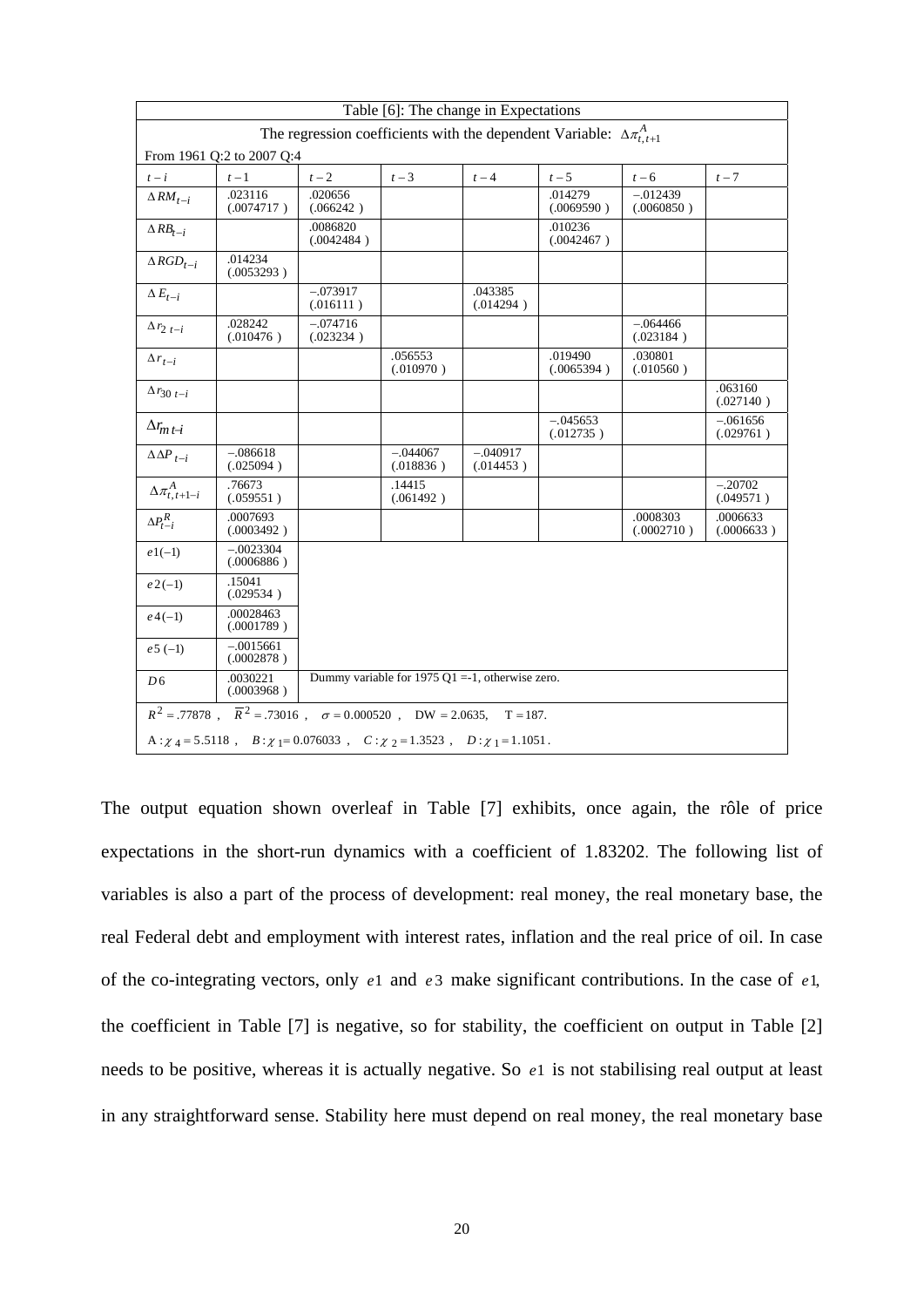| Table [6]: The change in Expectations | | | | | | | |
|---|---|---|---|---|---|---|---|
| The regression coefficients with the dependent Variable: $\Delta\pi^{A}_{t,t+1}$ | | | | | | | |
| From 1961 Q:2 to 2007 Q:4 | | | | | | | |
| $t-i$ | $t-1$ | $t-2$ | $t-3$ | $t-4$ | $t-5$ | $t-6$ | $t-7$ |
| $\Delta RM_{t-i}$ | .023116 (.0074717 ) | .020656 (.066242 ) | | | .014279 (.0069590 ) | −.012439 (.0060850 ) | |
| $\Delta RB_{t-i}$ | | .0086820 (.0042484 ) | | | .010236 (.0042467 ) | | |
| $\Delta RGD_{t-i}$ | .014234 (.0053293 ) | | | | | | |
| $\Delta E_{t-i}$ | | −.073917 (.016111 ) | | .043385 (.014294 ) | | | |
| $\Delta r_{2\ t-i}$ | .028242 (.010476 ) | −.074716 (.023234 ) | | | | −.064466 (.023184 ) | |
| $\Delta r_{t-i}$ | | | .056553 (.010970 ) | | .019490 (.0065394 ) | .030801 (.010560 ) | |
| $\Delta r_{30\ t-i}$ | | | | | | | .063160 (.027140 ) |
| $\Delta r_{m\ t-i}$ | | | | | −.045653 (.012735 ) | | −.061656 (.029761 ) |
| $\Delta\Delta P_{t-i}$ | −.086618 (.025094 ) | | −.044067 (.018836 ) | −.040917 (.014453 ) | | | |
| $\Delta\pi^{A}_{t,t+1-i}$ | .76673 (.059551 ) | | .14415 (.061492 ) | | | | −.20702 (.049571 ) |
| $\Delta P^{R}_{t-i}$ | .0007693 (.0003492 ) | | | | | .0008303 (.0002710 ) | .0006633 (.0006633 ) |
| $e1(-1)$ | −.0023304 (.0006886 ) | | | | | | |
| $e2(-1)$ | .15041 (.029534 ) | | | | | | |
| $e4(-1)$ | .00028463 (.0001789 ) | | | | | | |
| $e5\ (-1)$ | −.0015661 (.0002878 ) | | | | | | |
| $D6$ | .0030221 (.0003968 ) | Dummy variable for 1975 Q1 =-1, otherwise zero. | | | | | |
| $R^2 = .77878$ , $\overline{R}^2 = .73016$ , $\sigma = 0.000520$ , DW = 2.0635, T = 187. | | | | | | | |
| $A:\chi_4 = 5.5118$ , $B:\chi_1 = 0.076033$ , $C:\chi_2 = 1.3523$ , $D:\chi_1 = 1.1051$. | | | | | | | |

The output equation shown overleaf in Table [7] exhibits, once again, the rôle of price expectations in the short-run dynamics with a coefficient of 1.83202. The following list of variables is also a part of the process of development: real money, the real monetary base, the real Federal debt and employment with interest rates, inflation and the real price of oil. In case of the co-integrating vectors, only $e1$ and $e3$ make significant contributions. In the case of $e1$, the coefficient in Table [7] is negative, so for stability, the coefficient on output in Table [2] needs to be positive, whereas it is actually negative. So $e1$ is not stabilising real output at least in any straightforward sense. Stability here must depend on real money, the real monetary base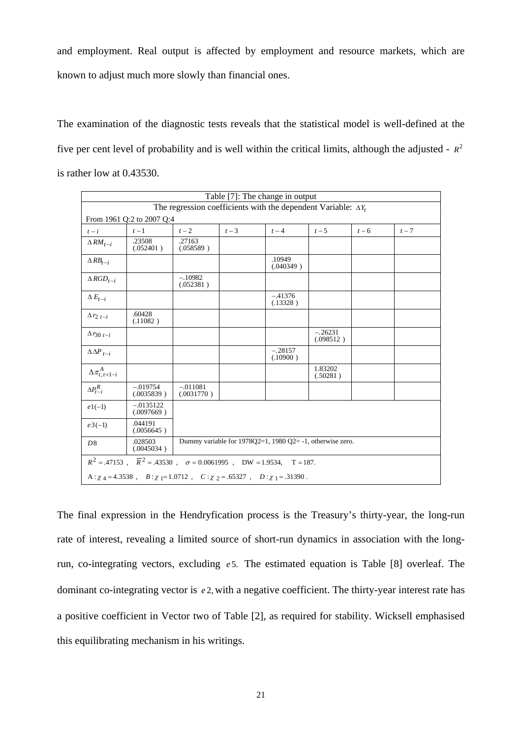and employment. Real output is affected by employment and resource markets, which are known to adjust much more slowly than financial ones.

The examination of the diagnostic tests reveals that the statistical model is well-defined at the five per cent level of probability and is well within the critical limits, although the adjusted - $R^2$ is rather low at 0.43530.

| Table [7]: The change in output | | | | | | | |
|---|---|---|---|---|---|---|---|
| The regression coefficients with the dependent Variable: $\Delta Y_t$ | | | | | | | |
| From 1961 Q:2 to 2007 Q:4 | | | | | | | |
| $t-i$ | $t-1$ | $t-2$ | $t-3$ | $t-4$ | $t-5$ | $t-6$ | $t-7$ |
| $\Delta RM_{t-i}$ | .23508 (.052401) | .27163 (.058589) | | | | | |
| $\Delta RB_{t-i}$ | | | | .10949 (.040349) | | | |
| $\Delta RGD_{t-i}$ | | −.10982 (.052381) | | | | | |
| $\Delta E_{t-i}$ | | | | −.41376 (.13328) | | | |
| $\Delta r_{2\ t-i}$ | .60428 (.11082) | | | | | | |
| $\Delta r_{30\ t-i}$ | | | | | −.26231 (.098512) | | |
| $\Delta\Delta P_{t-i}$ | | | | −.28157 (.10900) | | | |
| $\Delta\pi^{A}_{t,t+1-i}$ | | | | | 1.83202 (.50281) | | |
| $\Delta P^{R}_{t-i}$ | −.019754 (.0035839) | −.011081 (.0031770) | | | | | |
| $e1(-1)$ | −.0135122 (.0097669) | | | | | | |
| $e3(-1)$ | .044191 (.0056645) | | | | | | |
| $D8$ | .028503 (.0045034) | Dummy variable for 1978Q2=1, 1980 Q2= -1, otherwise zero. | | | | | |
| $R^2 = .47153$, $\bar{R}^2 = .43530$, $\sigma = 0.0061995$, DW = 1.9534, T = 187. | | | | | | | |
| A: $\chi_4 = 4.3538$, $B: \chi_1 = 1.0712$, $C: \chi_2 = .65327$, $D: \chi_1 = .31390$. | | | | | | | |

The final expression in the Hendryfication process is the Treasury's thirty-year, the long-run rate of interest, revealing a limited source of short-run dynamics in association with the long-run, co-integrating vectors, excluding $e5$. The estimated equation is Table [8] overleaf. The dominant co-integrating vector is $e2$, with a negative coefficient. The thirty-year interest rate has a positive coefficient in Vector two of Table [2], as required for stability. Wicksell emphasised this equilibrating mechanism in his writings.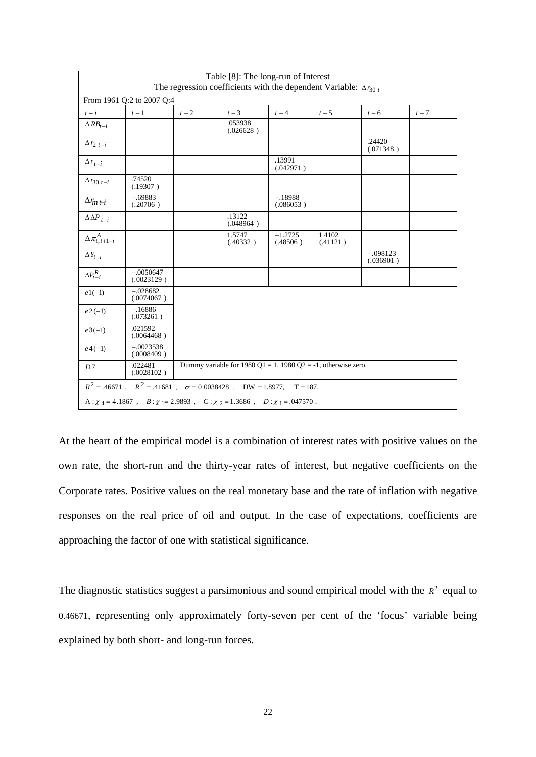| Table [8]: The long-run of Interest | | | | | | | |
|---|---|---|---|---|---|---|---|
| The regression coefficients with the dependent Variable: $\Delta r_{30\ t}$ | | | | | | | |
| From 1961 Q:2 to 2007 Q:4 | | | | | | | |
| $t-i$ | $t-1$ | $t-2$ | $t-3$ | $t-4$ | $t-5$ | $t-6$ | $t-7$ |
| $\Delta RB_{t-i}$ | | | .053938 (.026628 ) | | | | |
| $\Delta r_{2\ t-i}$ | | | | | | .24420 (.071348 ) | |
| $\Delta r_{t-i}$ | | | | .13991 (.042971 ) | | | |
| $\Delta r_{30\ t-i}$ | .74520 (.19307 ) | | | | | | |
| $\Delta r_{m\ t-i}$ | −.69883 (.20706 ) | | | −.18988 (.086053 ) | | | |
| $\Delta \Delta P_{t-i}$ | | | .13122 (.048964 ) | | | | |
| $\Delta \pi^{A}_{t,t+1-i}$ | | | 1.5747 (.40332 ) | −1.2725 (.48506 ) | 1.4102 (.41121 ) | | |
| $\Delta Y_{t-i}$ | | | | | | −.098123 (.036901 ) | |
| $\Delta P^{R}_{t-i}$ | −.0050647 (.0023129 ) | | | | | | |
| $e1(-1)$ | −.028682 (.0074067 ) | | | | | | |
| $e2(-1)$ | −.16886 (.073261 ) | | | | | | |
| $e3(-1)$ | .021592 (.0064468 ) | | | | | | |
| $e4(-1)$ | −.0023538 (.0008409 ) | | | | | | |
| $D7$ | .022481 (.0028102 ) | Dummy variable for 1980 Q1 = 1, 1980 Q2 = -1, otherwise zero. | | | | | |
| $R^2 = .46671$ , $\overline{R}^2 = .41681$ , $\sigma = 0.0038428$ , DW = 1.8977, T = 187. | | | | | | | |
| A : $\chi_4 = 4.1867$ , $B : \chi_1 = 2.9893$ , $C : \chi_2 = 1.3686$ , $D : \chi_1 = .047570$ . | | | | | | | |

At the heart of the empirical model is a combination of interest rates with positive values on the own rate, the short-run and the thirty-year rates of interest, but negative coefficients on the Corporate rates. Positive values on the real monetary base and the rate of inflation with negative responses on the real price of oil and output. In the case of expectations, coefficients are approaching the factor of one with statistical significance.

The diagnostic statistics suggest a parsimonious and sound empirical model with the $R^2$ equal to 0.46671, representing only approximately forty-seven per cent of the 'focus' variable being explained by both short- and long-run forces.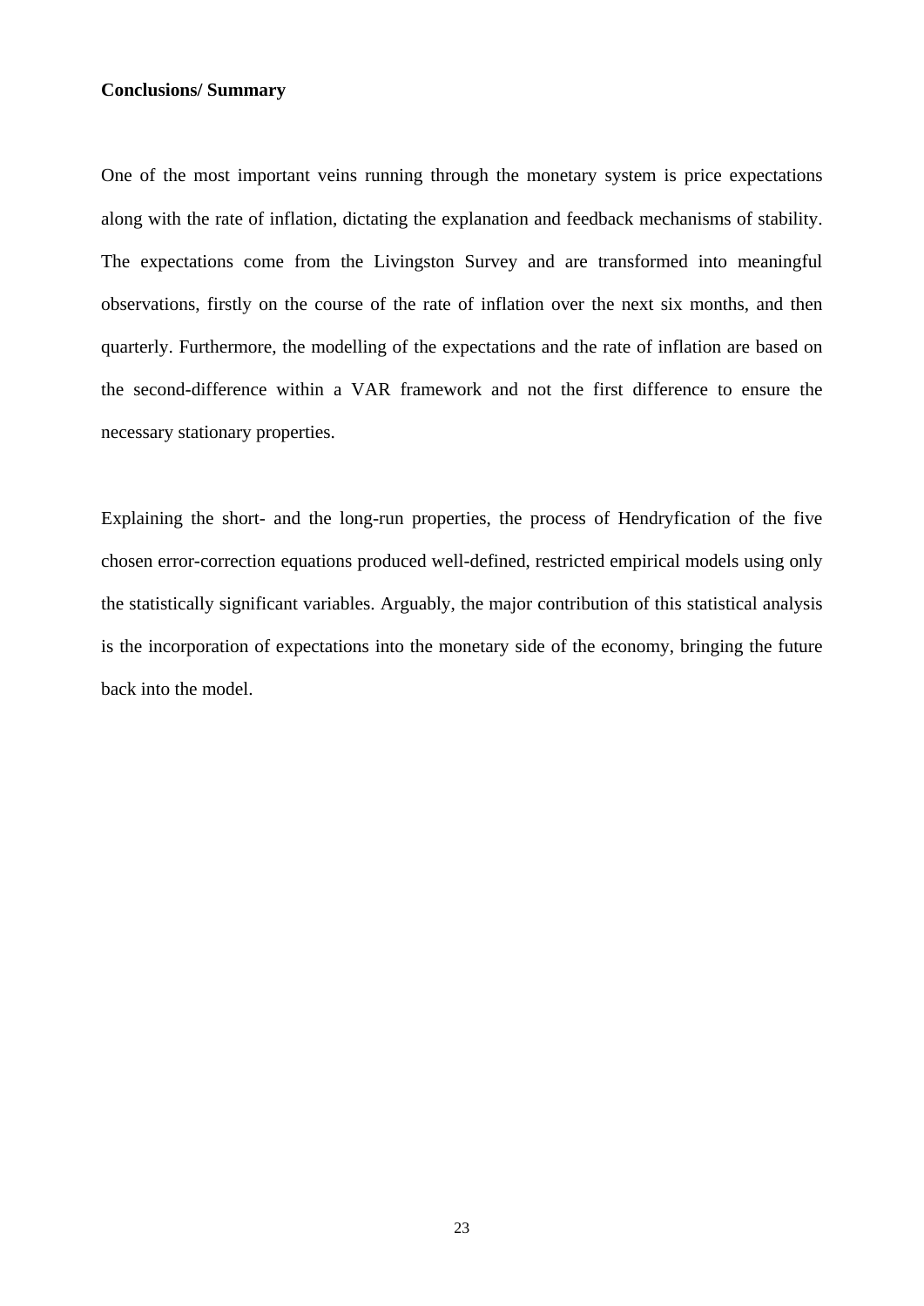**Conclusions/ Summary**

One of the most important veins running through the monetary system is price expectations along with the rate of inflation, dictating the explanation and feedback mechanisms of stability. The expectations come from the Livingston Survey and are transformed into meaningful observations, firstly on the course of the rate of inflation over the next six months, and then quarterly. Furthermore, the modelling of the expectations and the rate of inflation are based on the second-difference within a VAR framework and not the first difference to ensure the necessary stationary properties.

Explaining the short- and the long-run properties, the process of Hendryfication of the five chosen error-correction equations produced well-defined, restricted empirical models using only the statistically significant variables. Arguably, the major contribution of this statistical analysis is the incorporation of expectations into the monetary side of the economy, bringing the future back into the model.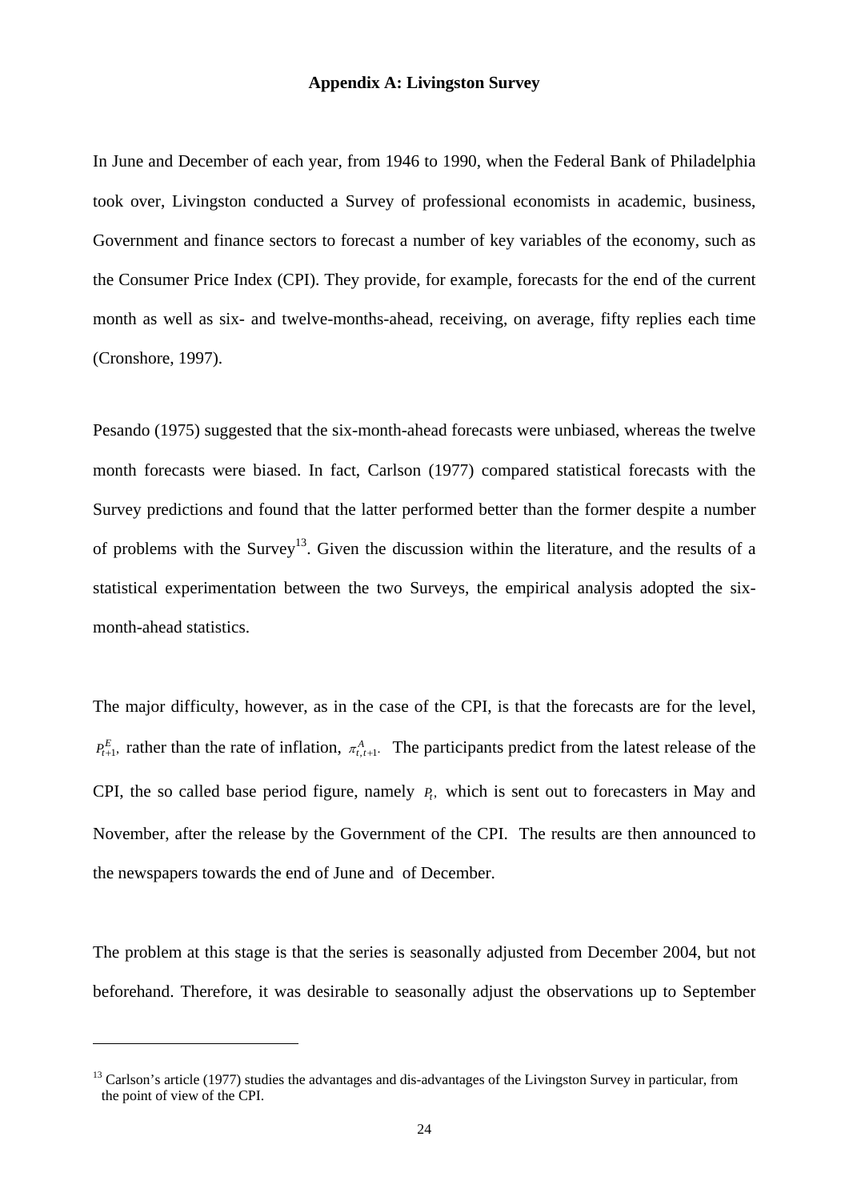## Appendix A: Livingston Survey

In June and December of each year, from 1946 to 1990, when the Federal Bank of Philadelphia took over, Livingston conducted a Survey of professional economists in academic, business, Government and finance sectors to forecast a number of key variables of the economy, such as the Consumer Price Index (CPI). They provide, for example, forecasts for the end of the current month as well as six- and twelve-months-ahead, receiving, on average, fifty replies each time (Cronshore, 1997).

Pesando (1975) suggested that the six-month-ahead forecasts were unbiased, whereas the twelve month forecasts were biased. In fact, Carlson (1977) compared statistical forecasts with the Survey predictions and found that the latter performed better than the former despite a number of problems with the Survey[13]. Given the discussion within the literature, and the results of a statistical experimentation between the two Surveys, the empirical analysis adopted the six-month-ahead statistics.

The major difficulty, however, as in the case of the CPI, is that the forecasts are for the level, $P_{t+1}^{E}$, rather than the rate of inflation, $\pi_{t,t+1}^{A}$. The participants predict from the latest release of the CPI, the so called base period figure, namely $P_t$, which is sent out to forecasters in May and November, after the release by the Government of the CPI. The results are then announced to the newspapers towards the end of June and of December.

The problem at this stage is that the series is seasonally adjusted from December 2004, but not beforehand. Therefore, it was desirable to seasonally adjust the observations up to September

---

[13] Carlson's article (1977) studies the advantages and dis-advantages of the Livingston Survey in particular, from the point of view of the CPI.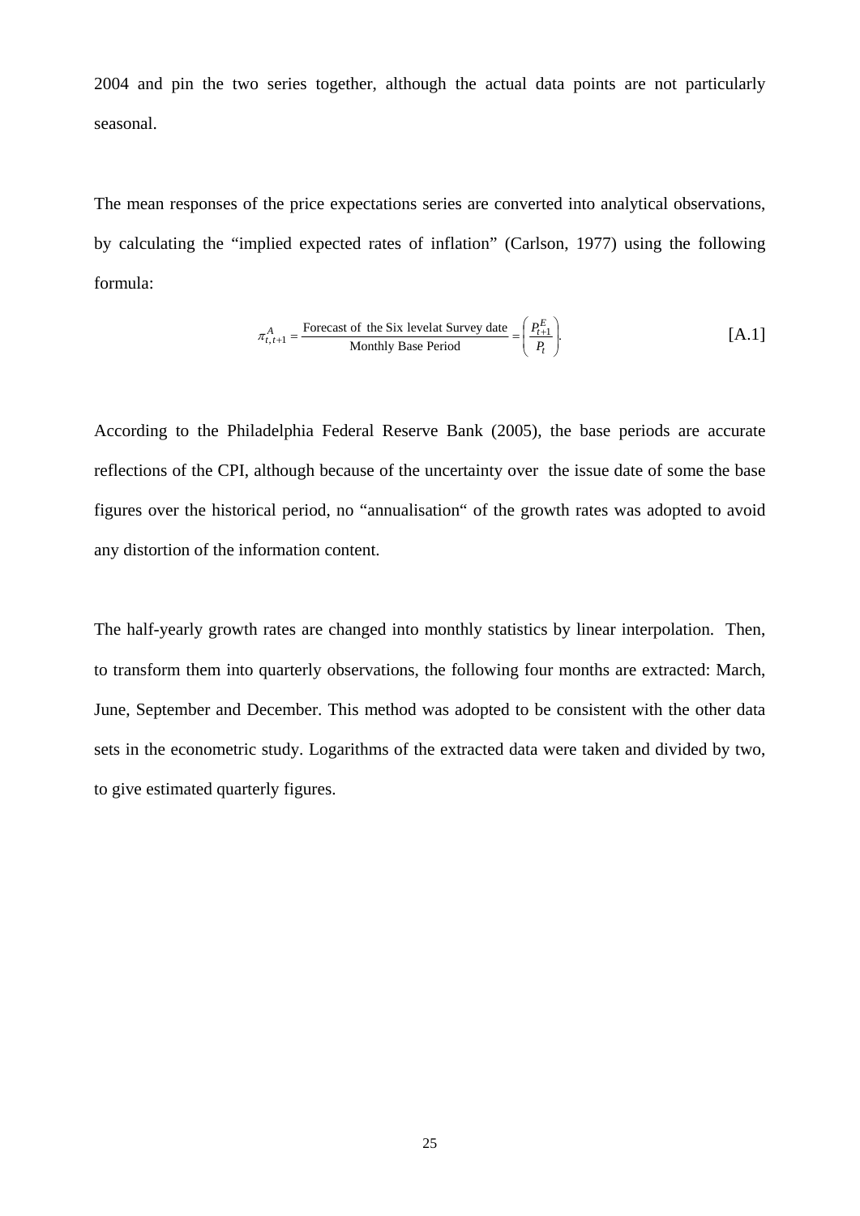2004 and pin the two series together, although the actual data points are not particularly seasonal.

The mean responses of the price expectations series are converted into analytical observations, by calculating the "implied expected rates of inflation" (Carlson, 1977) using the following formula:

$$\pi^{A}_{t,t+1} = \frac{\text{Forecast of the Six levelat Survey date}}{\text{Monthly Base Period}} = \left( \frac{P^{E}_{t+1}}{P_t} \right). \qquad \text{[A.1]}$$

According to the Philadelphia Federal Reserve Bank (2005), the base periods are accurate reflections of the CPI, although because of the uncertainty over the issue date of some the base figures over the historical period, no "annualisation" of the growth rates was adopted to avoid any distortion of the information content.

The half-yearly growth rates are changed into monthly statistics by linear interpolation. Then, to transform them into quarterly observations, the following four months are extracted: March, June, September and December. This method was adopted to be consistent with the other data sets in the econometric study. Logarithms of the extracted data were taken and divided by two, to give estimated quarterly figures.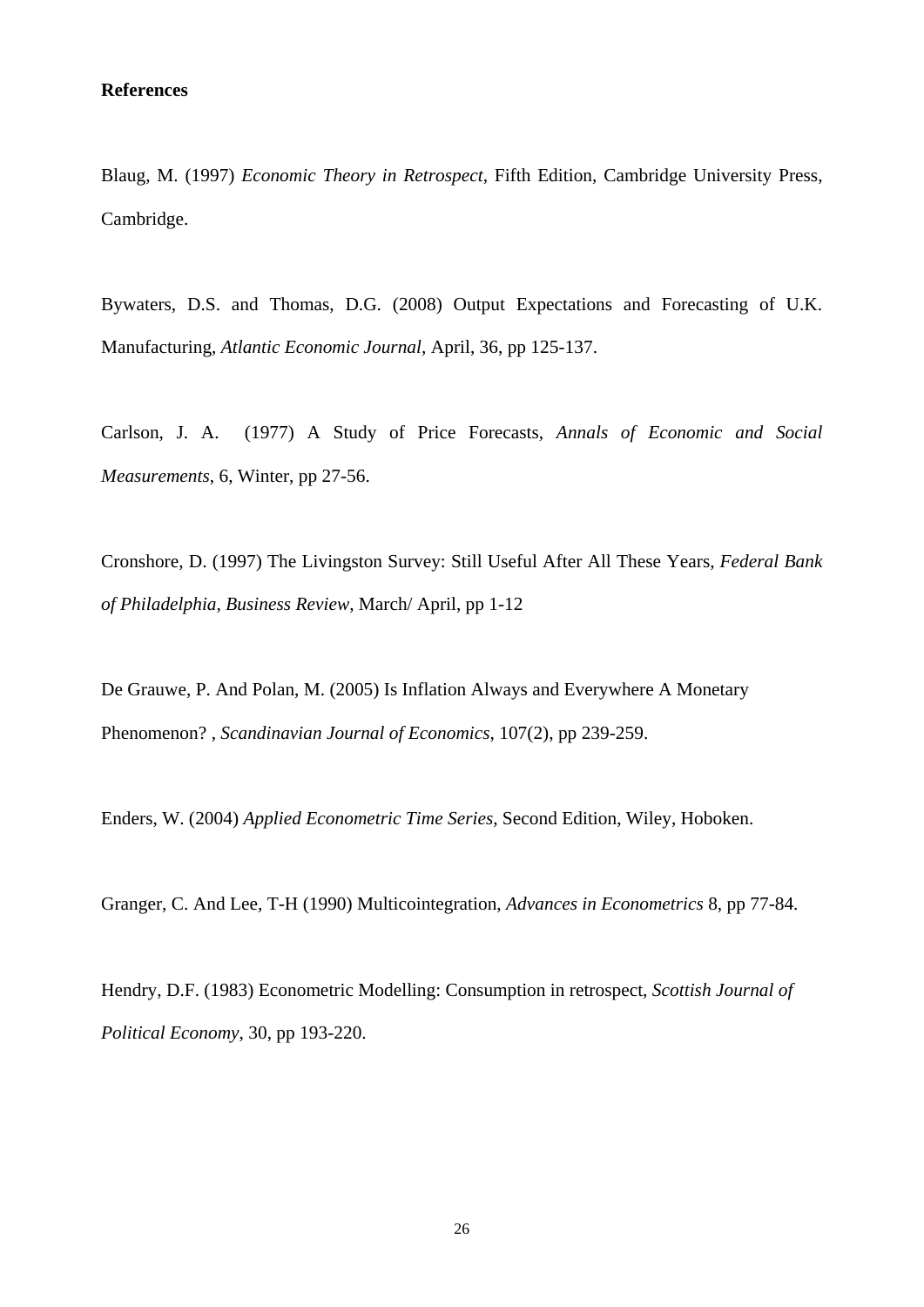**References**

Blaug, M. (1997) *Economic Theory in Retrospect*, Fifth Edition, Cambridge University Press, Cambridge.

Bywaters, D.S. and Thomas, D.G. (2008) Output Expectations and Forecasting of U.K. Manufacturing, *Atlantic Economic Journal*, April, 36, pp 125-137.

Carlson, J. A. (1977) A Study of Price Forecasts, *Annals of Economic and Social Measurements*, 6, Winter, pp 27-56.

Cronshore, D. (1997) The Livingston Survey: Still Useful After All These Years, *Federal Bank of Philadelphia, Business Review*, March/ April, pp 1-12

De Grauwe, P. And Polan, M. (2005) Is Inflation Always and Everywhere A Monetary Phenomenon? , *Scandinavian Journal of Economics*, 107(2), pp 239-259.

Enders, W. (2004) *Applied Econometric Time Series*, Second Edition, Wiley, Hoboken.

Granger, C. And Lee, T-H (1990) Multicointegration, *Advances in Econometrics* 8, pp 77-84.

Hendry, D.F. (1983) Econometric Modelling: Consumption in retrospect, *Scottish Journal of Political Economy*, 30, pp 193-220.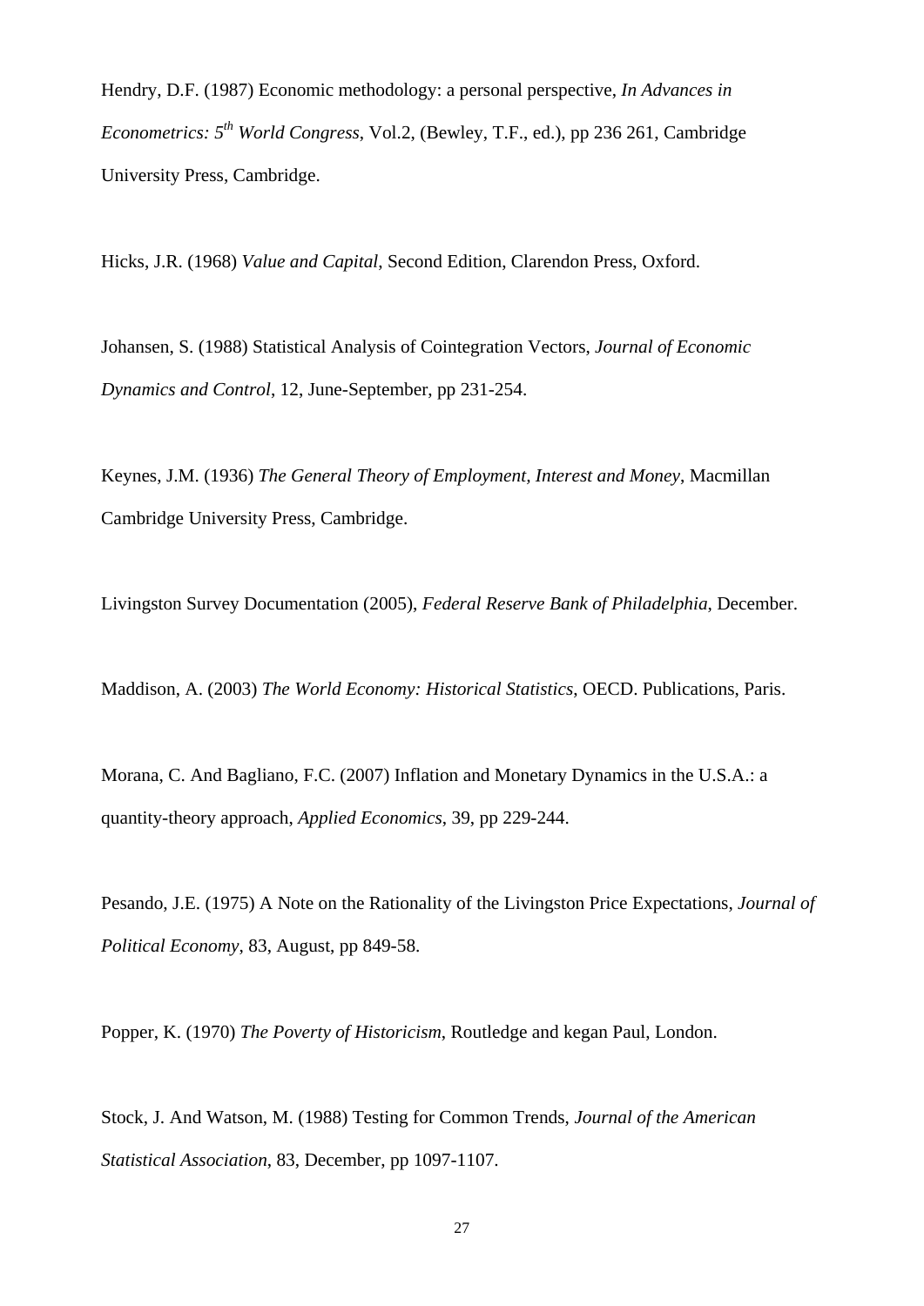Hendry, D.F. (1987) Economic methodology: a personal perspective, *In Advances in Econometrics: 5th World Congress*, Vol.2, (Bewley, T.F., ed.), pp 236 261, Cambridge University Press, Cambridge.

Hicks, J.R. (1968) *Value and Capital*, Second Edition, Clarendon Press, Oxford.

Johansen, S. (1988) Statistical Analysis of Cointegration Vectors, *Journal of Economic Dynamics and Control*, 12, June-September, pp 231-254.

Keynes, J.M. (1936) *The General Theory of Employment, Interest and Money*, Macmillan Cambridge University Press, Cambridge.

Livingston Survey Documentation (2005), *Federal Reserve Bank of Philadelphia*, December.

Maddison, A. (2003) *The World Economy: Historical Statistics*, OECD. Publications, Paris.

Morana, C. And Bagliano, F.C. (2007) Inflation and Monetary Dynamics in the U.S.A.: a quantity-theory approach, *Applied Economics*, 39, pp 229-244.

Pesando, J.E. (1975) A Note on the Rationality of the Livingston Price Expectations, *Journal of Political Economy*, 83, August, pp 849-58.

Popper, K. (1970) *The Poverty of Historicism*, Routledge and kegan Paul, London.

Stock, J. And Watson, M. (1988) Testing for Common Trends, *Journal of the American Statistical Association*, 83, December, pp 1097-1107.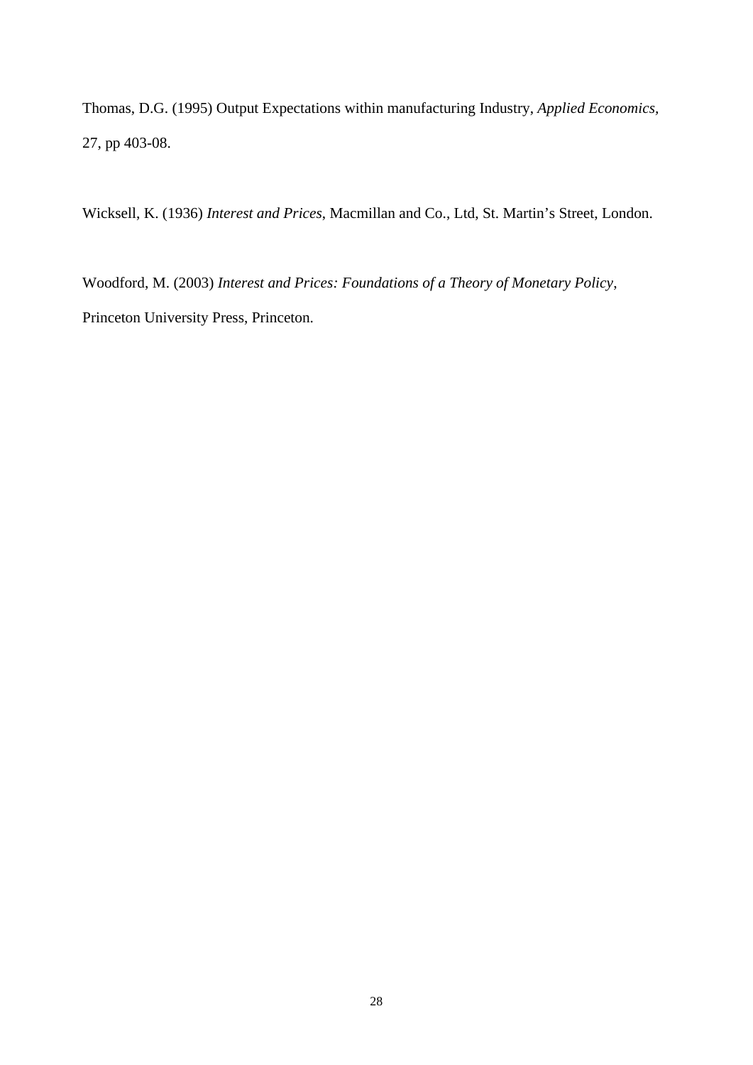Thomas, D.G. (1995) Output Expectations within manufacturing Industry, *Applied Economics*, 27, pp 403-08.

Wicksell, K. (1936) *Interest and Prices*, Macmillan and Co., Ltd, St. Martin's Street, London.

Woodford, M. (2003) *Interest and Prices: Foundations of a Theory of Monetary Policy*, Princeton University Press, Princeton.